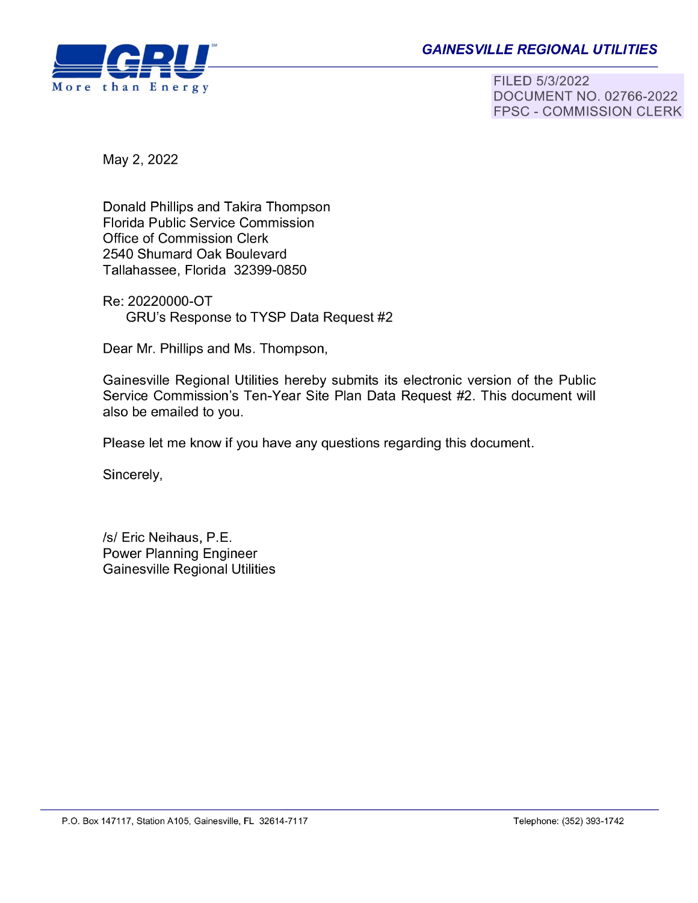GAINESVILLE REGIONAL UTILITIES

GRU More than Energy

FILED 5/3/2022
DOCUMENT NO. 02766-2022
FPSC - COMMISSION CLERK

May 2, 2022

Donald Phillips and Takira Thompson
Florida Public Service Commission
Office of Commission Clerk
2540 Shumard Oak Boulevard
Tallahassee, Florida 32399-0850

Re: 20220000-OT
GRU's Response to TYSP Data Request #2

Dear Mr. Phillips and Ms. Thompson,

Gainesville Regional Utilities hereby submits its electronic version of the Public Service Commission's Ten-Year Site Plan Data Request #2. This document will also be emailed to you.

Please let me know if you have any questions regarding this document.

Sincerely,

/s/ Eric Neihaus, P.E.
Power Planning Engineer
Gainesville Regional Utilities

P.O. Box 147117, Station A105, Gainesville, FL 32614-7117

Telephone: (352) 393-1742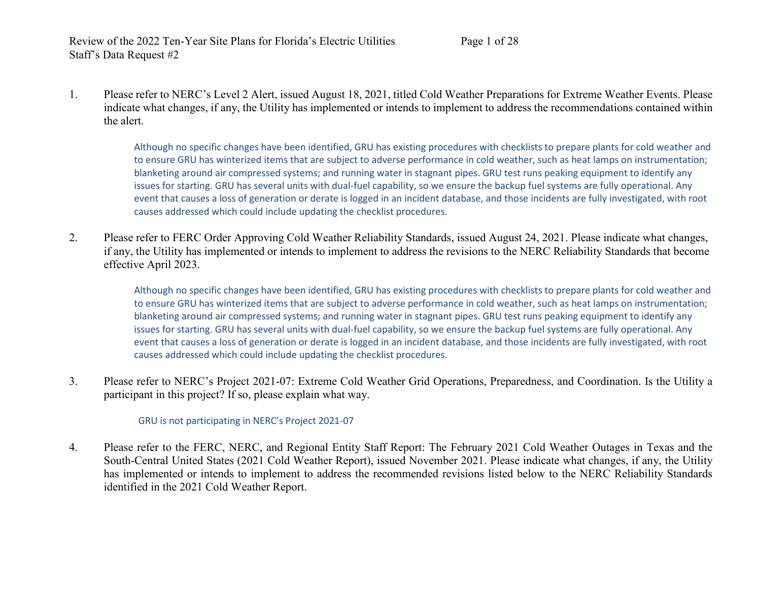1. Please refer to NERC's Level 2 Alert, issued August 18, 2021, titled Cold Weather Preparations for Extreme Weather Events. Please indicate what changes, if any, the Utility has implemented or intends to implement to address the recommendations contained within the alert.

   Although no specific changes have been identified, GRU has existing procedures with checklists to prepare plants for cold weather and to ensure GRU has winterized items that are subject to adverse performance in cold weather, such as heat lamps on instrumentation; blanketing around air compressed systems; and running water in stagnant pipes. GRU test runs peaking equipment to identify any issues for starting. GRU has several units with dual-fuel capability, so we ensure the backup fuel systems are fully operational. Any event that causes a loss of generation or derate is logged in an incident database, and those incidents are fully investigated, with root causes addressed which could include updating the checklist procedures.

2. Please refer to FERC Order Approving Cold Weather Reliability Standards, issued August 24, 2021. Please indicate what changes, if any, the Utility has implemented or intends to implement to address the revisions to the NERC Reliability Standards that become effective April 2023.

   Although no specific changes have been identified, GRU has existing procedures with checklists to prepare plants for cold weather and to ensure GRU has winterized items that are subject to adverse performance in cold weather, such as heat lamps on instrumentation; blanketing around air compressed systems; and running water in stagnant pipes. GRU test runs peaking equipment to identify any issues for starting. GRU has several units with dual-fuel capability, so we ensure the backup fuel systems are fully operational. Any event that causes a loss of generation or derate is logged in an incident database, and those incidents are fully investigated, with root causes addressed which could include updating the checklist procedures.

3. Please refer to NERC's Project 2021-07: Extreme Cold Weather Grid Operations, Preparedness, and Coordination. Is the Utility a participant in this project? If so, please explain what way.

   GRU is not participating in NERC's Project 2021-07

4. Please refer to the FERC, NERC, and Regional Entity Staff Report: The February 2021 Cold Weather Outages in Texas and the South-Central United States (2021 Cold Weather Report), issued November 2021. Please indicate what changes, if any, the Utility has implemented or intends to implement to address the recommended revisions listed below to the NERC Reliability Standards identified in the 2021 Cold Weather Report.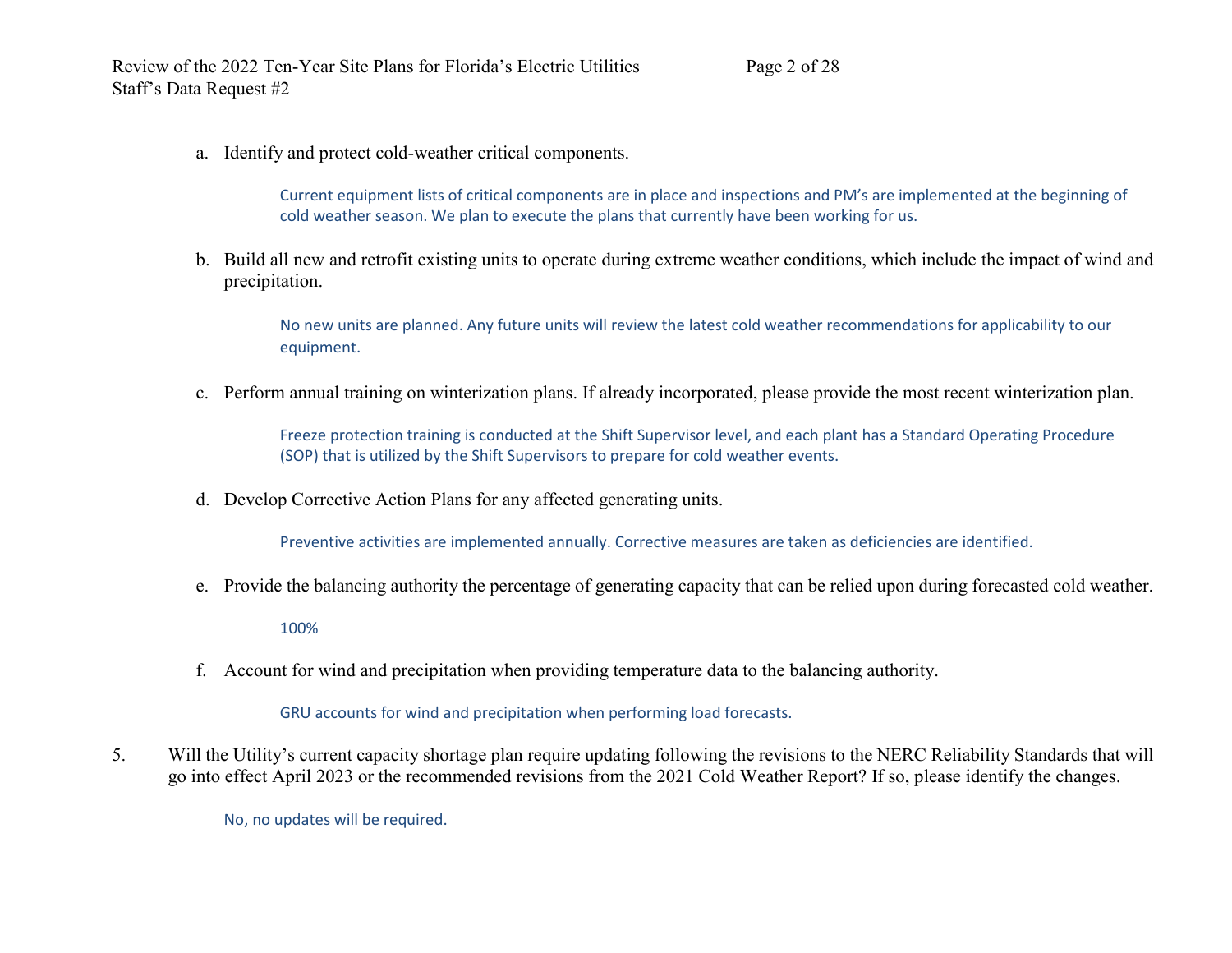a. Identify and protect cold-weather critical components.

   Current equipment lists of critical components are in place and inspections and PM's are implemented at the beginning of cold weather season. We plan to execute the plans that currently have been working for us.

b. Build all new and retrofit existing units to operate during extreme weather conditions, which include the impact of wind and precipitation.

   No new units are planned. Any future units will review the latest cold weather recommendations for applicability to our equipment.

c. Perform annual training on winterization plans. If already incorporated, please provide the most recent winterization plan.

   Freeze protection training is conducted at the Shift Supervisor level, and each plant has a Standard Operating Procedure (SOP) that is utilized by the Shift Supervisors to prepare for cold weather events.

d. Develop Corrective Action Plans for any affected generating units.

   Preventive activities are implemented annually. Corrective measures are taken as deficiencies are identified.

e. Provide the balancing authority the percentage of generating capacity that can be relied upon during forecasted cold weather.

   100%

f. Account for wind and precipitation when providing temperature data to the balancing authority.

   GRU accounts for wind and precipitation when performing load forecasts.

5. Will the Utility's current capacity shortage plan require updating following the revisions to the NERC Reliability Standards that will go into effect April 2023 or the recommended revisions from the 2021 Cold Weather Report? If so, please identify the changes.

   No, no updates will be required.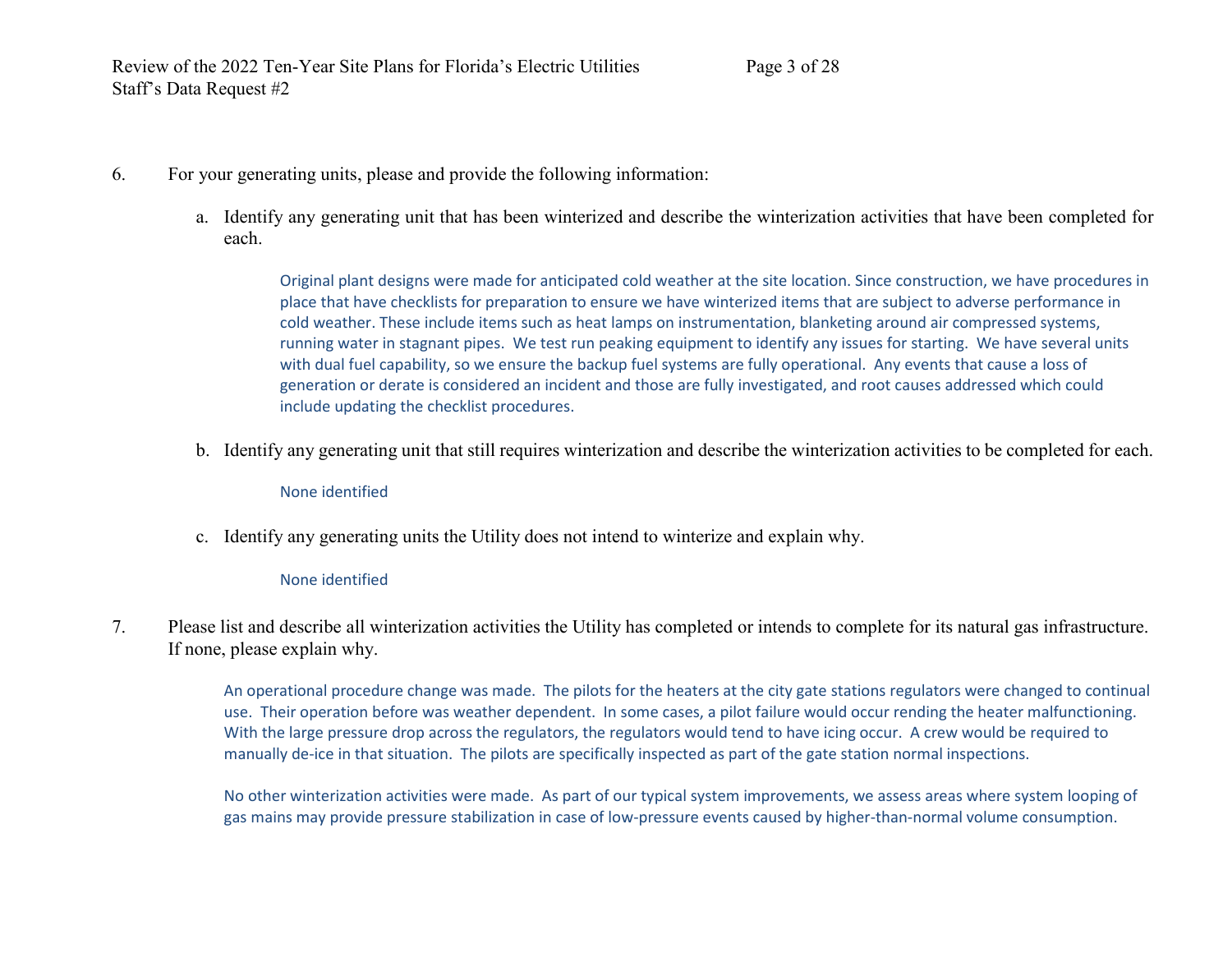6. For your generating units, please and provide the following information:

   a. Identify any generating unit that has been winterized and describe the winterization activities that have been completed for each.

      Original plant designs were made for anticipated cold weather at the site location. Since construction, we have procedures in place that have checklists for preparation to ensure we have winterized items that are subject to adverse performance in cold weather. These include items such as heat lamps on instrumentation, blanketing around air compressed systems, running water in stagnant pipes. We test run peaking equipment to identify any issues for starting. We have several units with dual fuel capability, so we ensure the backup fuel systems are fully operational. Any events that cause a loss of generation or derate is considered an incident and those are fully investigated, and root causes addressed which could include updating the checklist procedures.

   b. Identify any generating unit that still requires winterization and describe the winterization activities to be completed for each.

      None identified

   c. Identify any generating units the Utility does not intend to winterize and explain why.

      None identified

7. Please list and describe all winterization activities the Utility has completed or intends to complete for its natural gas infrastructure. If none, please explain why.

   An operational procedure change was made. The pilots for the heaters at the city gate stations regulators were changed to continual use. Their operation before was weather dependent. In some cases, a pilot failure would occur rending the heater malfunctioning. With the large pressure drop across the regulators, the regulators would tend to have icing occur. A crew would be required to manually de-ice in that situation. The pilots are specifically inspected as part of the gate station normal inspections.

   No other winterization activities were made. As part of our typical system improvements, we assess areas where system looping of gas mains may provide pressure stabilization in case of low-pressure events caused by higher-than-normal volume consumption.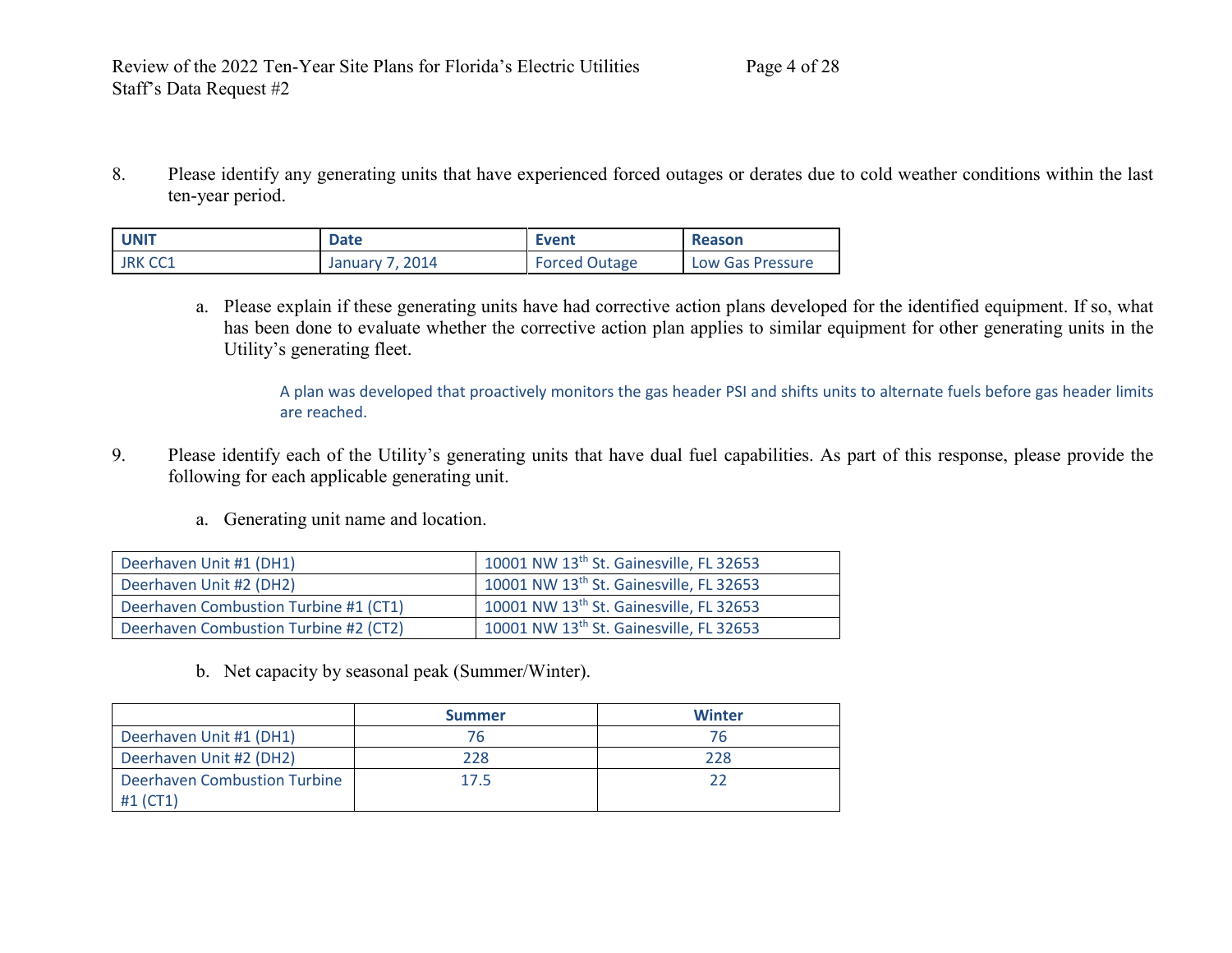8. Please identify any generating units that have experienced forced outages or derates due to cold weather conditions within the last ten-year period.

| UNIT | Date | Event | Reason |
|---|---|---|---|
| JRK CC1 | January 7, 2014 | Forced Outage | Low Gas Pressure |

   a. Please explain if these generating units have had corrective action plans developed for the identified equipment. If so, what has been done to evaluate whether the corrective action plan applies to similar equipment for other generating units in the Utility's generating fleet.

      A plan was developed that proactively monitors the gas header PSI and shifts units to alternate fuels before gas header limits are reached.

9. Please identify each of the Utility's generating units that have dual fuel capabilities. As part of this response, please provide the following for each applicable generating unit.

   a. Generating unit name and location.

| | |
|---|---|
| Deerhaven Unit #1 (DH1) | 10001 NW 13th St. Gainesville, FL 32653 |
| Deerhaven Unit #2 (DH2) | 10001 NW 13th St. Gainesville, FL 32653 |
| Deerhaven Combustion Turbine #1 (CT1) | 10001 NW 13th St. Gainesville, FL 32653 |
| Deerhaven Combustion Turbine #2 (CT2) | 10001 NW 13th St. Gainesville, FL 32653 |

   b. Net capacity by seasonal peak (Summer/Winter).

| | Summer | Winter |
|---|---|---|
| Deerhaven Unit #1 (DH1) | 76 | 76 |
| Deerhaven Unit #2 (DH2) | 228 | 228 |
| Deerhaven Combustion Turbine #1 (CT1) | 17.5 | 22 |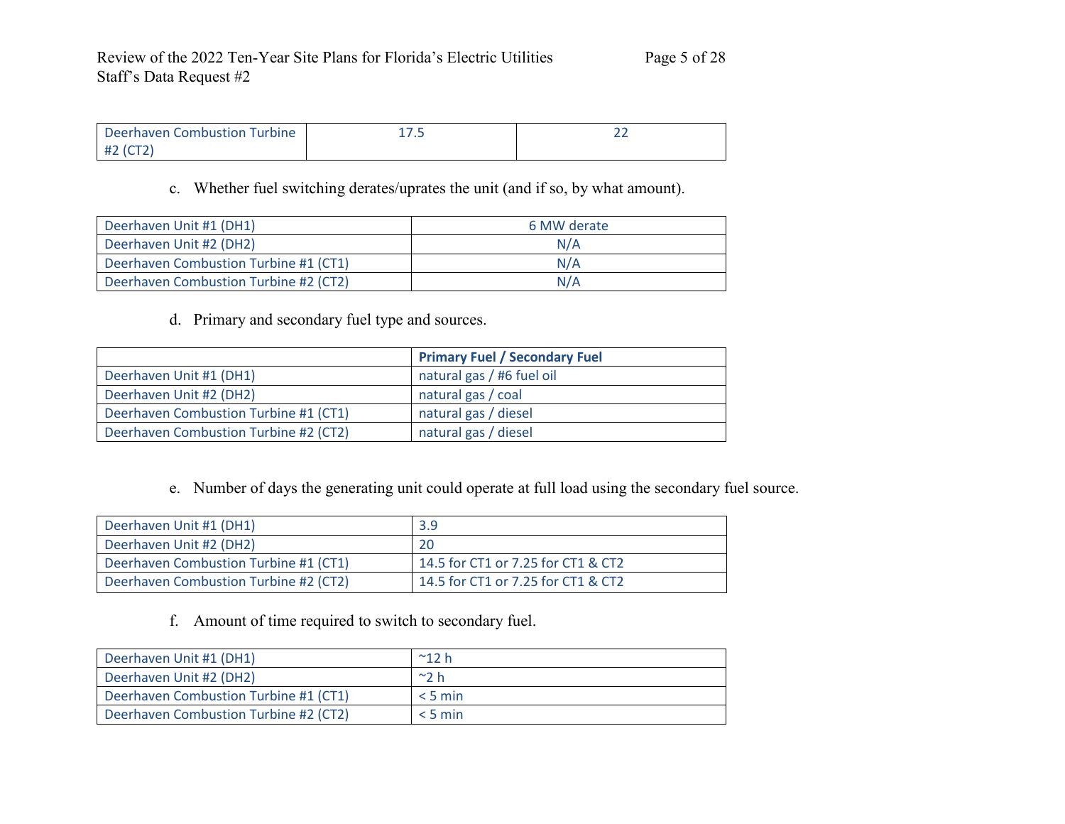| Deerhaven Combustion Turbine #2 (CT2) | 17.5 | 22 |
|---|---|---|

c. Whether fuel switching derates/uprates the unit (and if so, by what amount).

| Deerhaven Unit #1 (DH1) | 6 MW derate |
|---|---|
| Deerhaven Unit #2 (DH2) | N/A |
| Deerhaven Combustion Turbine #1 (CT1) | N/A |
| Deerhaven Combustion Turbine #2 (CT2) | N/A |

d. Primary and secondary fuel type and sources.

| | Primary Fuel / Secondary Fuel |
|---|---|
| Deerhaven Unit #1 (DH1) | natural gas / #6 fuel oil |
| Deerhaven Unit #2 (DH2) | natural gas / coal |
| Deerhaven Combustion Turbine #1 (CT1) | natural gas / diesel |
| Deerhaven Combustion Turbine #2 (CT2) | natural gas / diesel |

e. Number of days the generating unit could operate at full load using the secondary fuel source.

| Deerhaven Unit #1 (DH1) | 3.9 |
|---|---|
| Deerhaven Unit #2 (DH2) | 20 |
| Deerhaven Combustion Turbine #1 (CT1) | 14.5 for CT1 or 7.25 for CT1 & CT2 |
| Deerhaven Combustion Turbine #2 (CT2) | 14.5 for CT1 or 7.25 for CT1 & CT2 |

f. Amount of time required to switch to secondary fuel.

| Deerhaven Unit #1 (DH1) | ~12 h |
|---|---|
| Deerhaven Unit #2 (DH2) | ~2 h |
| Deerhaven Combustion Turbine #1 (CT1) | < 5 min |
| Deerhaven Combustion Turbine #2 (CT2) | < 5 min |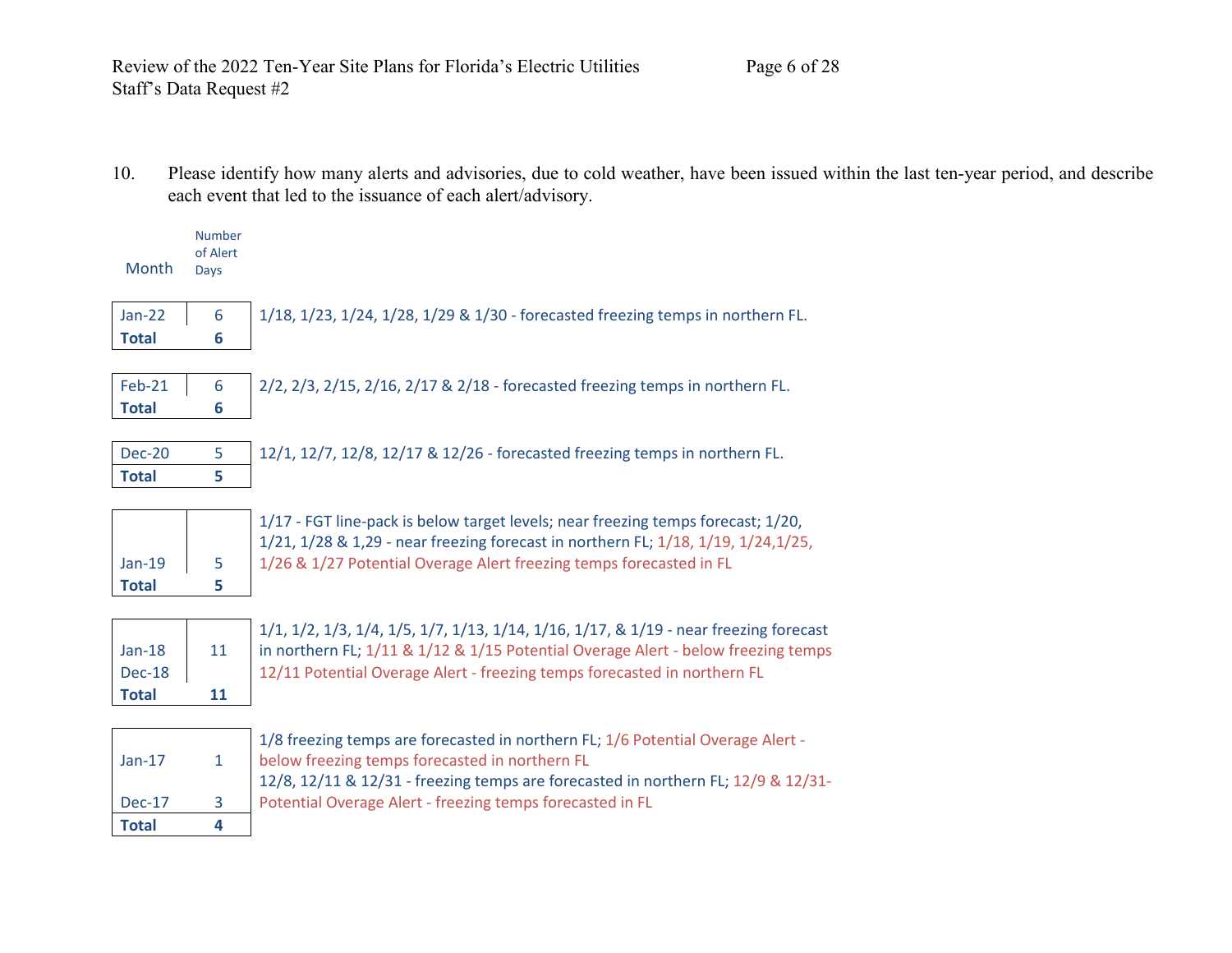10. Please identify how many alerts and advisories, due to cold weather, have been issued within the last ten-year period, and describe each event that led to the issuance of each alert/advisory.

| Month | Number of Alert Days | |
|---|---|---|
| Jan-22 | 6 | 1/18, 1/23, 1/24, 1/28, 1/29 & 1/30 - forecasted freezing temps in northern FL. |
| **Total** | **6** | |
| Feb-21 | 6 | 2/2, 2/3, 2/15, 2/16, 2/17 & 2/18 - forecasted freezing temps in northern FL. |
| **Total** | **6** | |
| Dec-20 | 5 | 12/1, 12/7, 12/8, 12/17 & 12/26 - forecasted freezing temps in northern FL. |
| **Total** | **5** | |
| Jan-19 | 5 | 1/17 - FGT line-pack is below target levels; near freezing temps forecast; 1/20, 1/21, 1/28 & 1,29 - near freezing forecast in northern FL; 1/18, 1/19, 1/24,1/25, 1/26 & 1/27 Potential Overage Alert freezing temps forecasted in FL |
| **Total** | **5** | |
| Jan-18<br>Dec-18 | 11 | 1/1, 1/2, 1/3, 1/4, 1/5, 1/7, 1/13, 1/14, 1/16, 1/17, & 1/19 - near freezing forecast in northern FL; 1/11 & 1/12 & 1/15 Potential Overage Alert - below freezing temps<br>12/11 Potential Overage Alert - freezing temps forecasted in northern FL |
| **Total** | **11** | |
| Jan-17 | 1 | 1/8 freezing temps are forecasted in northern FL; 1/6 Potential Overage Alert - below freezing temps forecasted in northern FL |
| Dec-17 | 3 | 12/8, 12/11 & 12/31 - freezing temps are forecasted in northern FL; 12/9 & 12/31- Potential Overage Alert - freezing temps forecasted in FL |
| **Total** | **4** | |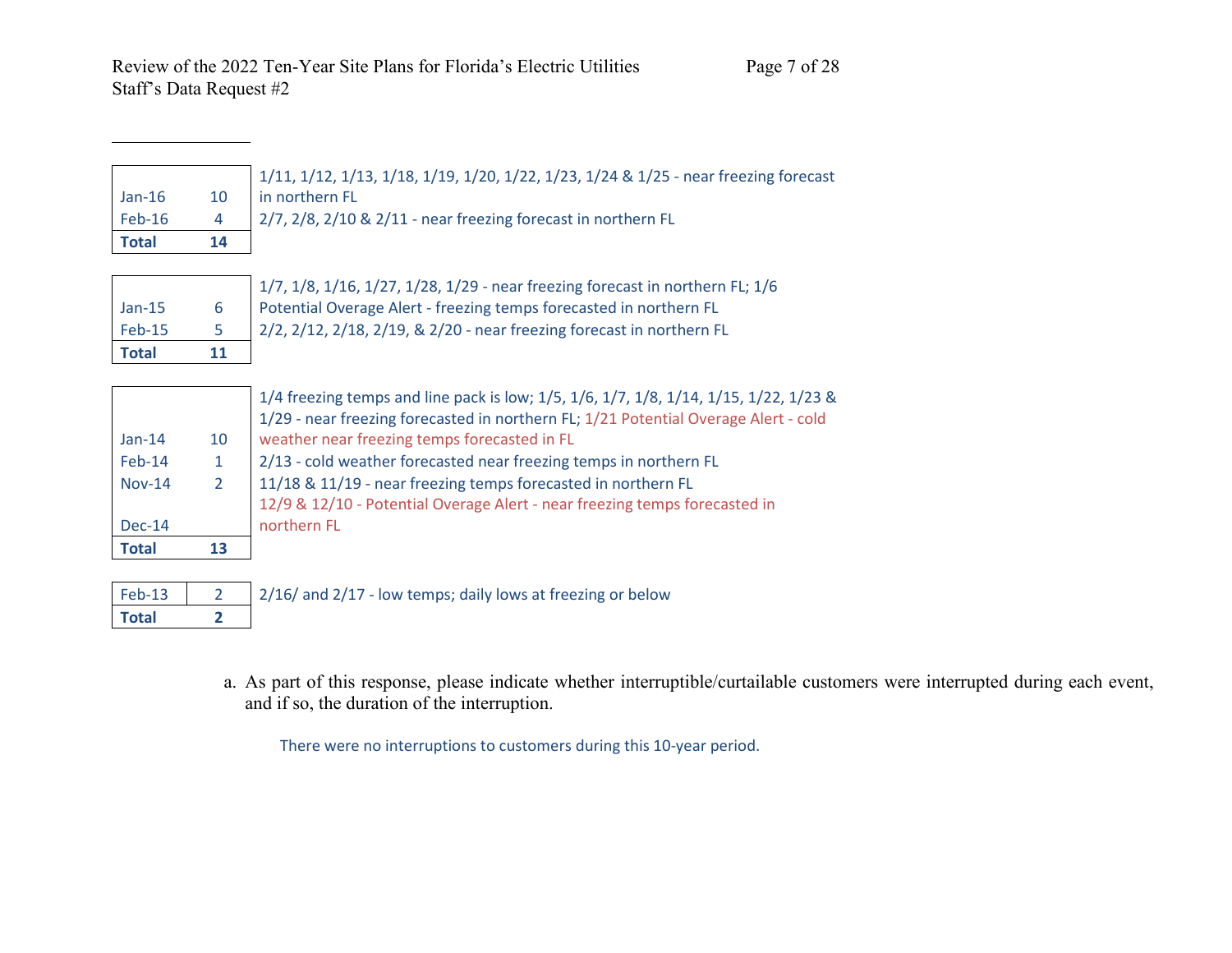| | | |
|---|---|---|
| Jan-16 | 10 | 1/11, 1/12, 1/13, 1/18, 1/19, 1/20, 1/22, 1/23, 1/24 & 1/25 - near freezing forecast in northern FL |
| Feb-16 | 4 | 2/7, 2/8, 2/10 & 2/11 - near freezing forecast in northern FL |
| **Total** | **14** | |

| | | |
|---|---|---|
| Jan-15 | 6 | 1/7, 1/8, 1/16, 1/27, 1/28, 1/29 - near freezing forecast in northern FL; 1/6 Potential Overage Alert - freezing temps forecasted in northern FL |
| Feb-15 | 5 | 2/2, 2/12, 2/18, 2/19, & 2/20 - near freezing forecast in northern FL |
| **Total** | **11** | |

| | | |
|---|---|---|
| Jan-14 | 10 | 1/4 freezing temps and line pack is low; 1/5, 1/6, 1/7, 1/8, 1/14, 1/15, 1/22, 1/23 & 1/29 - near freezing forecasted in northern FL; 1/21 Potential Overage Alert - cold weather near freezing temps forecasted in FL |
| Feb-14 | 1 | 2/13 - cold weather forecasted near freezing temps in northern FL |
| Nov-14 | 2 | 11/18 & 11/19 - near freezing temps forecasted in northern FL |
| Dec-14 | | 12/9 & 12/10 - Potential Overage Alert - near freezing temps forecasted in northern FL |
| **Total** | **13** | |

| | | |
|---|---|---|
| Feb-13 | 2 | 2/16/ and 2/17 - low temps; daily lows at freezing or below |
| **Total** | **2** | |

a. As part of this response, please indicate whether interruptible/curtailable customers were interrupted during each event, and if so, the duration of the interruption.

There were no interruptions to customers during this 10-year period.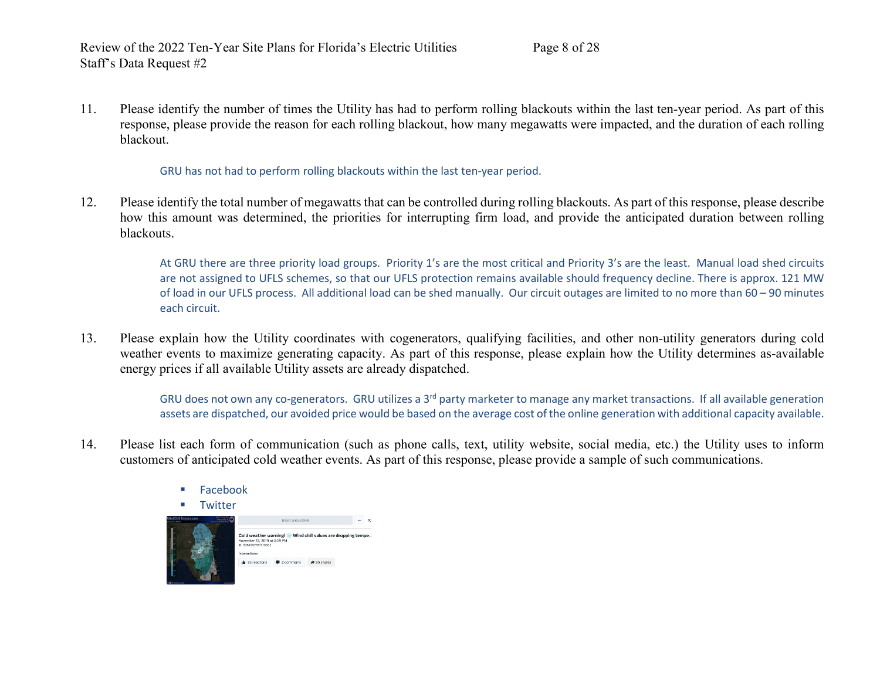11. Please identify the number of times the Utility has had to perform rolling blackouts within the last ten-year period. As part of this response, please provide the reason for each rolling blackout, how many megawatts were impacted, and the duration of each rolling blackout.

    GRU has not had to perform rolling blackouts within the last ten-year period.

12. Please identify the total number of megawatts that can be controlled during rolling blackouts. As part of this response, please describe how this amount was determined, the priorities for interrupting firm load, and provide the anticipated duration between rolling blackouts.

    At GRU there are three priority load groups. Priority 1's are the most critical and Priority 3's are the least. Manual load shed circuits are not assigned to UFLS schemes, so that our UFLS protection remains available should frequency decline. There is approx. 121 MW of load in our UFLS process. All additional load can be shed manually. Our circuit outages are limited to no more than 60 – 90 minutes each circuit.

13. Please explain how the Utility coordinates with cogenerators, qualifying facilities, and other non-utility generators during cold weather events to maximize generating capacity. As part of this response, please explain how the Utility determines as-available energy prices if all available Utility assets are already dispatched.

    GRU does not own any co-generators. GRU utilizes a 3rd party marketer to manage any market transactions. If all available generation assets are dispatched, our avoided price would be based on the average cost of the online generation with additional capacity available.

14. Please list each form of communication (such as phone calls, text, utility website, social media, etc.) the Utility uses to inform customers of anticipated cold weather events. As part of this response, please provide a sample of such communications.

    - Facebook
    - Twitter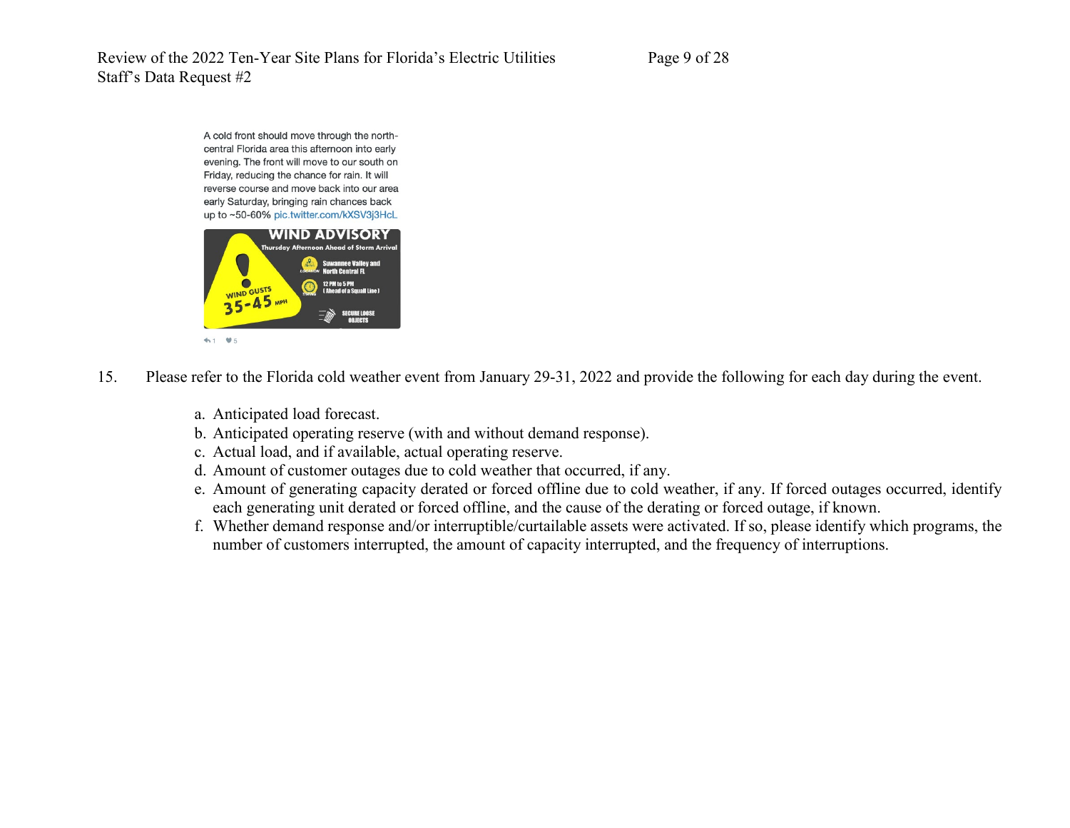A cold front should move through the north-central Florida area this afternoon into early evening. The front will move to our south on Friday, reducing the chance for rain. It will reverse course and move back into our area early Saturday, bringing rain chances back up to ~50-60% pic.twitter.com/kXSV3j3HcL

WIND ADVISORY

Thursday Afternoon Ahead of Storm Arrival

WIND GUSTS 35-45 MPH

Suwannee Valley and North Central FL

12 PM to 5 PM (Ahead of a Squall Line)

SECURE LOOSE OBJECTS

15. Please refer to the Florida cold weather event from January 29-31, 2022 and provide the following for each day during the event.

   a. Anticipated load forecast.
   b. Anticipated operating reserve (with and without demand response).
   c. Actual load, and if available, actual operating reserve.
   d. Amount of customer outages due to cold weather that occurred, if any.
   e. Amount of generating capacity derated or forced offline due to cold weather, if any. If forced outages occurred, identify each generating unit derated or forced offline, and the cause of the derating or forced outage, if known.
   f. Whether demand response and/or interruptible/curtailable assets were activated. If so, please identify which programs, the number of customers interrupted, the amount of capacity interrupted, and the frequency of interruptions.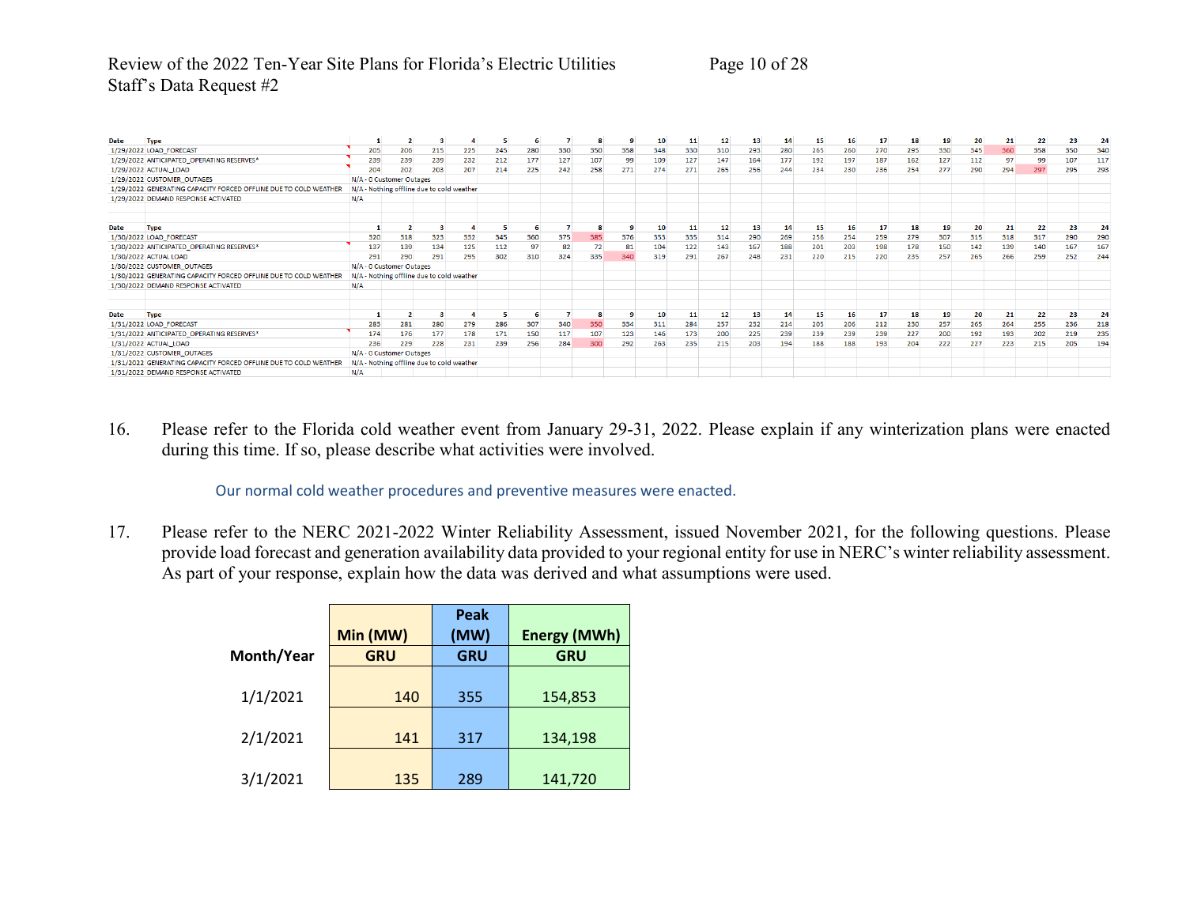| Date | Type | 1 | 2 | 3 | 4 | 5 | 6 | 7 | 8 | 9 | 10 | 11 | 12 | 13 | 14 | 15 | 16 | 17 | 18 | 19 | 20 | 21 | 22 | 23 | 24 |
|---|---|---|---|---|---|---|---|---|---|---|---|---|---|---|---|---|---|---|---|---|---|---|---|---|---|
| 1/29/2022 | LOAD_FORECAST | 205 | 206 | 215 | 225 | 245 | 280 | 330 | 350 | 358 | 348 | 330 | 310 | 293 | 280 | 265 | 260 | 270 | 295 | 330 | 345 | 360 | 358 | 350 | 340 |
| 1/29/2022 | ANTICIPATED_OPERATING RESERVES* | 239 | 239 | 239 | 232 | 212 | 177 | 127 | 107 | 99 | 109 | 127 | 147 | 164 | 177 | 192 | 197 | 187 | 162 | 127 | 112 | 97 | 99 | 107 | 117 |
| 1/29/2022 | ACTUAL_LOAD | 204 | 202 | 203 | 207 | 214 | 225 | 242 | 258 | 271 | 274 | 271 | 265 | 256 | 244 | 234 | 230 | 236 | 254 | 277 | 290 | 294 | 297 | 295 | 293 |
| 1/29/2022 | CUSTOMER_OUTAGES | N/A - 0 Customer Outages | | | | | | | | | | | | | | | | | | | | | | | |
| 1/29/2022 | GENERATING CAPACITY FORCED OFFLINE DUE TO COLD WEATHER | N/A - Nothing offline due to cold weather | | | | | | | | | | | | | | | | | | | | | | | |
| 1/29/2022 | DEMAND RESPONSE ACTIVATED | N/A | | | | | | | | | | | | | | | | | | | | | | | |

| Date | Type | 1 | 2 | 3 | 4 | 5 | 6 | 7 | 8 | 9 | 10 | 11 | 12 | 13 | 14 | 15 | 16 | 17 | 18 | 19 | 20 | 21 | 22 | 23 | 24 |
|---|---|---|---|---|---|---|---|---|---|---|---|---|---|---|---|---|---|---|---|---|---|---|---|---|---|
| 1/30/2022 | LOAD_FORECAST | 320 | 318 | 323 | 332 | 345 | 360 | 375 | 385 | 376 | 353 | 335 | 314 | 290 | 269 | 256 | 254 | 259 | 279 | 307 | 315 | 318 | 317 | 290 | 290 |
| 1/30/2022 | ANTICIPATED_OPERATING RESERVES* | 137 | 139 | 134 | 125 | 112 | 97 | 82 | 72 | 81 | 104 | 122 | 143 | 167 | 188 | 201 | 203 | 198 | 178 | 150 | 142 | 139 | 140 | 167 | 167 |
| 1/30/2022 | ACTUAL LOAD | 291 | 290 | 291 | 295 | 302 | 310 | 324 | 335 | 340 | 319 | 291 | 267 | 248 | 231 | 220 | 215 | 220 | 235 | 257 | 265 | 266 | 259 | 252 | 244 |
| 1/30/2022 | CUSTOMER_OUTAGES | N/A - 0 Customer Outages | | | | | | | | | | | | | | | | | | | | | | | |
| 1/30/2022 | GENERATING CAPACITY FORCED OFFLINE DUE TO COLD WEATHER | N/A - Nothing offline due to cold weather | | | | | | | | | | | | | | | | | | | | | | | |
| 1/30/2022 | DEMAND RESPONSE ACTIVATED | N/A | | | | | | | | | | | | | | | | | | | | | | | |

| Date | Type | 1 | 2 | 3 | 4 | 5 | 6 | 7 | 8 | 9 | 10 | 11 | 12 | 13 | 14 | 15 | 16 | 17 | 18 | 19 | 20 | 21 | 22 | 23 | 24 |
|---|---|---|---|---|---|---|---|---|---|---|---|---|---|---|---|---|---|---|---|---|---|---|---|---|---|
| 1/31/2022 | LOAD_FORECAST | 283 | 281 | 280 | 279 | 286 | 307 | 340 | 350 | 334 | 311 | 284 | 257 | 232 | 214 | 205 | 206 | 212 | 230 | 257 | 265 | 264 | 255 | 236 | 218 |
| 1/31/2022 | ANTICIPATED_OPERATING RESERVES* | 174 | 176 | 177 | 178 | 171 | 150 | 117 | 107 | 123 | 146 | 173 | 200 | 225 | 239 | 239 | 239 | 239 | 227 | 200 | 192 | 193 | 202 | 219 | 235 |
| 1/31/2022 | ACTUAL_LOAD | 236 | 229 | 228 | 231 | 239 | 256 | 284 | 300 | 292 | 263 | 235 | 215 | 203 | 194 | 188 | 188 | 193 | 204 | 222 | 227 | 223 | 215 | 205 | 194 |
| 1/31/2022 | CUSTOMER_OUTAGES | N/A - 0 Customer Outages | | | | | | | | | | | | | | | | | | | | | | | |
| 1/31/2022 | GENERATING CAPACITY FORCED OFFLINE DUE TO COLD WEATHER | N/A - Nothing offline due to cold weather | | | | | | | | | | | | | | | | | | | | | | | |
| 1/31/2022 | DEMAND RESPONSE ACTIVATED | N/A | | | | | | | | | | | | | | | | | | | | | | | |

16. Please refer to the Florida cold weather event from January 29-31, 2022. Please explain if any winterization plans were enacted during this time. If so, please describe what activities were involved.

    Our normal cold weather procedures and preventive measures were enacted.

17. Please refer to the NERC 2021-2022 Winter Reliability Assessment, issued November 2021, for the following questions. Please provide load forecast and generation availability data provided to your regional entity for use in NERC's winter reliability assessment. As part of your response, explain how the data was derived and what assumptions were used.

| | Min (MW) | Peak (MW) | Energy (MWh) |
|---|---|---|---|
| Month/Year | GRU | GRU | GRU |
| 1/1/2021 | 140 | 355 | 154,853 |
| 2/1/2021 | 141 | 317 | 134,198 |
| 3/1/2021 | 135 | 289 | 141,720 |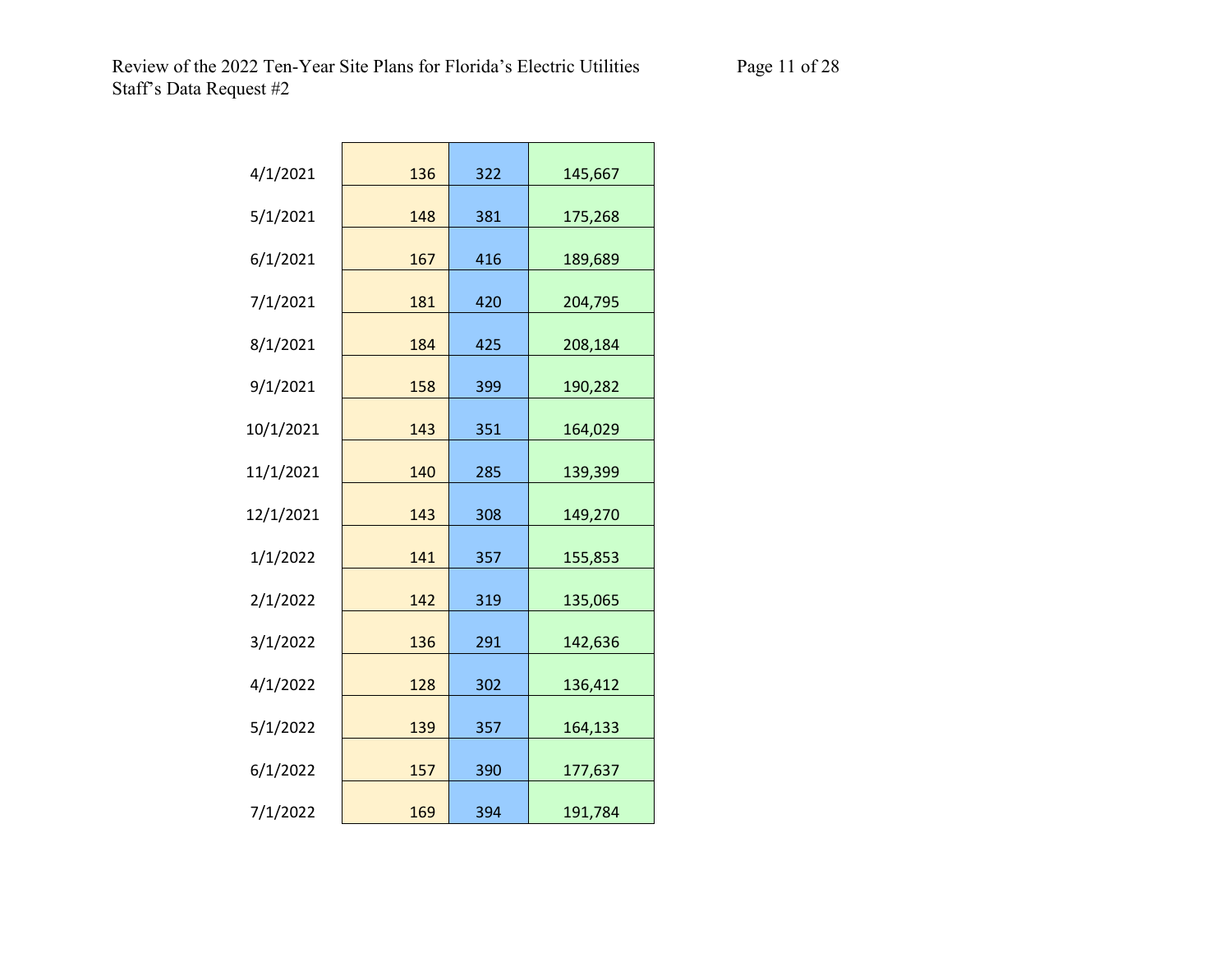| | | | |
|---|---|---|---|
| 4/1/2021 | 136 | 322 | 145,667 |
| 5/1/2021 | 148 | 381 | 175,268 |
| 6/1/2021 | 167 | 416 | 189,689 |
| 7/1/2021 | 181 | 420 | 204,795 |
| 8/1/2021 | 184 | 425 | 208,184 |
| 9/1/2021 | 158 | 399 | 190,282 |
| 10/1/2021 | 143 | 351 | 164,029 |
| 11/1/2021 | 140 | 285 | 139,399 |
| 12/1/2021 | 143 | 308 | 149,270 |
| 1/1/2022 | 141 | 357 | 155,853 |
| 2/1/2022 | 142 | 319 | 135,065 |
| 3/1/2022 | 136 | 291 | 142,636 |
| 4/1/2022 | 128 | 302 | 136,412 |
| 5/1/2022 | 139 | 357 | 164,133 |
| 6/1/2022 | 157 | 390 | 177,637 |
| 7/1/2022 | 169 | 394 | 191,784 |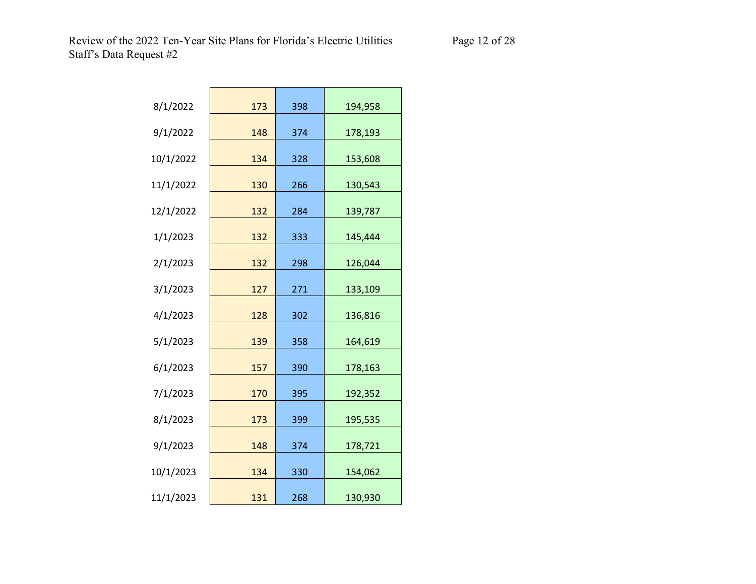| | | | |
|---|---|---|---|
| 8/1/2022 | 173 | 398 | 194,958 |
| 9/1/2022 | 148 | 374 | 178,193 |
| 10/1/2022 | 134 | 328 | 153,608 |
| 11/1/2022 | 130 | 266 | 130,543 |
| 12/1/2022 | 132 | 284 | 139,787 |
| 1/1/2023 | 132 | 333 | 145,444 |
| 2/1/2023 | 132 | 298 | 126,044 |
| 3/1/2023 | 127 | 271 | 133,109 |
| 4/1/2023 | 128 | 302 | 136,816 |
| 5/1/2023 | 139 | 358 | 164,619 |
| 6/1/2023 | 157 | 390 | 178,163 |
| 7/1/2023 | 170 | 395 | 192,352 |
| 8/1/2023 | 173 | 399 | 195,535 |
| 9/1/2023 | 148 | 374 | 178,721 |
| 10/1/2023 | 134 | 330 | 154,062 |
| 11/1/2023 | 131 | 268 | 130,930 |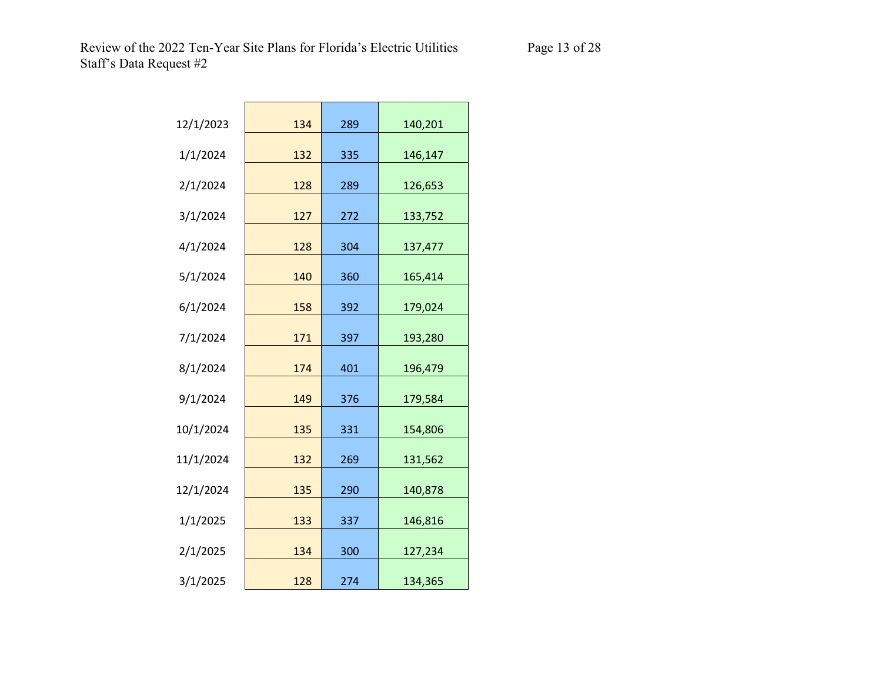| | | | |
|---|---|---|---|
| 12/1/2023 | 134 | 289 | 140,201 |
| 1/1/2024 | 132 | 335 | 146,147 |
| 2/1/2024 | 128 | 289 | 126,653 |
| 3/1/2024 | 127 | 272 | 133,752 |
| 4/1/2024 | 128 | 304 | 137,477 |
| 5/1/2024 | 140 | 360 | 165,414 |
| 6/1/2024 | 158 | 392 | 179,024 |
| 7/1/2024 | 171 | 397 | 193,280 |
| 8/1/2024 | 174 | 401 | 196,479 |
| 9/1/2024 | 149 | 376 | 179,584 |
| 10/1/2024 | 135 | 331 | 154,806 |
| 11/1/2024 | 132 | 269 | 131,562 |
| 12/1/2024 | 135 | 290 | 140,878 |
| 1/1/2025 | 133 | 337 | 146,816 |
| 2/1/2025 | 134 | 300 | 127,234 |
| 3/1/2025 | 128 | 274 | 134,365 |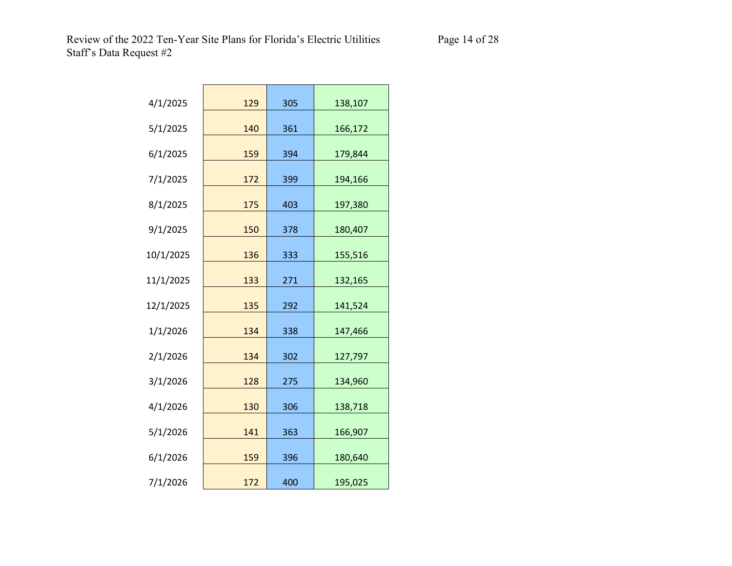| | | | |
|---|---|---|---|
| 4/1/2025 | 129 | 305 | 138,107 |
| 5/1/2025 | 140 | 361 | 166,172 |
| 6/1/2025 | 159 | 394 | 179,844 |
| 7/1/2025 | 172 | 399 | 194,166 |
| 8/1/2025 | 175 | 403 | 197,380 |
| 9/1/2025 | 150 | 378 | 180,407 |
| 10/1/2025 | 136 | 333 | 155,516 |
| 11/1/2025 | 133 | 271 | 132,165 |
| 12/1/2025 | 135 | 292 | 141,524 |
| 1/1/2026 | 134 | 338 | 147,466 |
| 2/1/2026 | 134 | 302 | 127,797 |
| 3/1/2026 | 128 | 275 | 134,960 |
| 4/1/2026 | 130 | 306 | 138,718 |
| 5/1/2026 | 141 | 363 | 166,907 |
| 6/1/2026 | 159 | 396 | 180,640 |
| 7/1/2026 | 172 | 400 | 195,025 |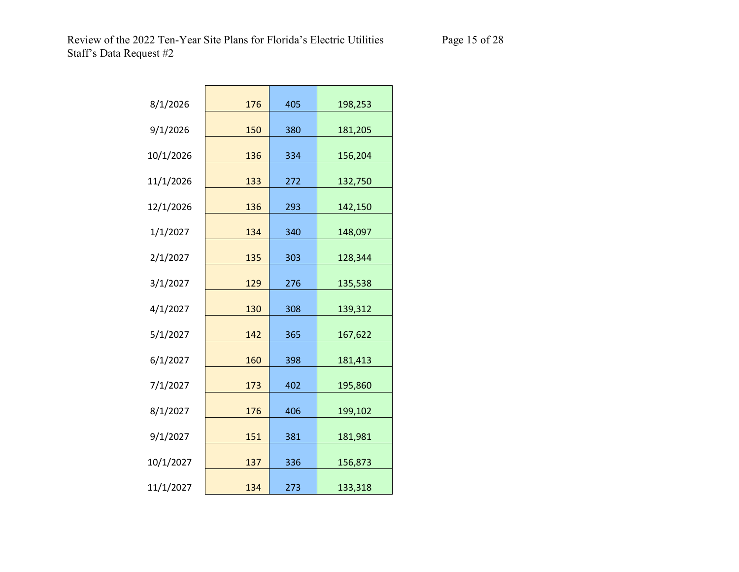| | | | |
|---|---|---|---|
| 8/1/2026 | 176 | 405 | 198,253 |
| 9/1/2026 | 150 | 380 | 181,205 |
| 10/1/2026 | 136 | 334 | 156,204 |
| 11/1/2026 | 133 | 272 | 132,750 |
| 12/1/2026 | 136 | 293 | 142,150 |
| 1/1/2027 | 134 | 340 | 148,097 |
| 2/1/2027 | 135 | 303 | 128,344 |
| 3/1/2027 | 129 | 276 | 135,538 |
| 4/1/2027 | 130 | 308 | 139,312 |
| 5/1/2027 | 142 | 365 | 167,622 |
| 6/1/2027 | 160 | 398 | 181,413 |
| 7/1/2027 | 173 | 402 | 195,860 |
| 8/1/2027 | 176 | 406 | 199,102 |
| 9/1/2027 | 151 | 381 | 181,981 |
| 10/1/2027 | 137 | 336 | 156,873 |
| 11/1/2027 | 134 | 273 | 133,318 |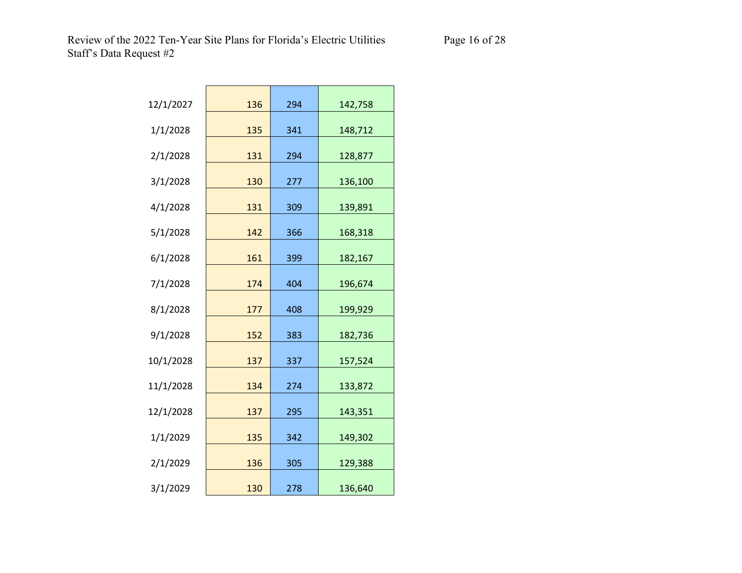| | | | |
|---|---|---|---|
| 12/1/2027 | 136 | 294 | 142,758 |
| 1/1/2028 | 135 | 341 | 148,712 |
| 2/1/2028 | 131 | 294 | 128,877 |
| 3/1/2028 | 130 | 277 | 136,100 |
| 4/1/2028 | 131 | 309 | 139,891 |
| 5/1/2028 | 142 | 366 | 168,318 |
| 6/1/2028 | 161 | 399 | 182,167 |
| 7/1/2028 | 174 | 404 | 196,674 |
| 8/1/2028 | 177 | 408 | 199,929 |
| 9/1/2028 | 152 | 383 | 182,736 |
| 10/1/2028 | 137 | 337 | 157,524 |
| 11/1/2028 | 134 | 274 | 133,872 |
| 12/1/2028 | 137 | 295 | 143,351 |
| 1/1/2029 | 135 | 342 | 149,302 |
| 2/1/2029 | 136 | 305 | 129,388 |
| 3/1/2029 | 130 | 278 | 136,640 |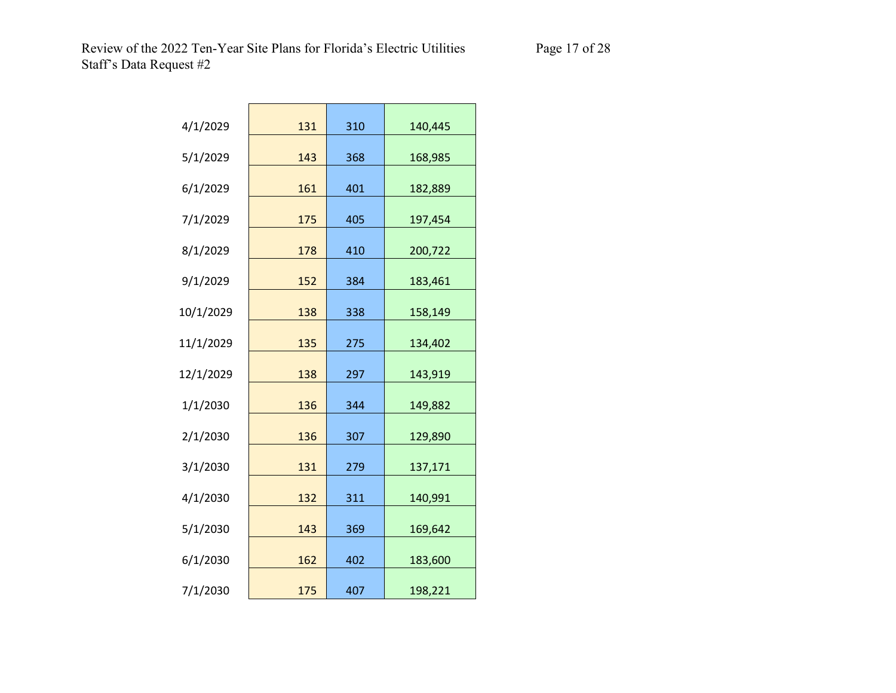| | | | |
|---|---|---|---|
| 4/1/2029 | 131 | 310 | 140,445 |
| 5/1/2029 | 143 | 368 | 168,985 |
| 6/1/2029 | 161 | 401 | 182,889 |
| 7/1/2029 | 175 | 405 | 197,454 |
| 8/1/2029 | 178 | 410 | 200,722 |
| 9/1/2029 | 152 | 384 | 183,461 |
| 10/1/2029 | 138 | 338 | 158,149 |
| 11/1/2029 | 135 | 275 | 134,402 |
| 12/1/2029 | 138 | 297 | 143,919 |
| 1/1/2030 | 136 | 344 | 149,882 |
| 2/1/2030 | 136 | 307 | 129,890 |
| 3/1/2030 | 131 | 279 | 137,171 |
| 4/1/2030 | 132 | 311 | 140,991 |
| 5/1/2030 | 143 | 369 | 169,642 |
| 6/1/2030 | 162 | 402 | 183,600 |
| 7/1/2030 | 175 | 407 | 198,221 |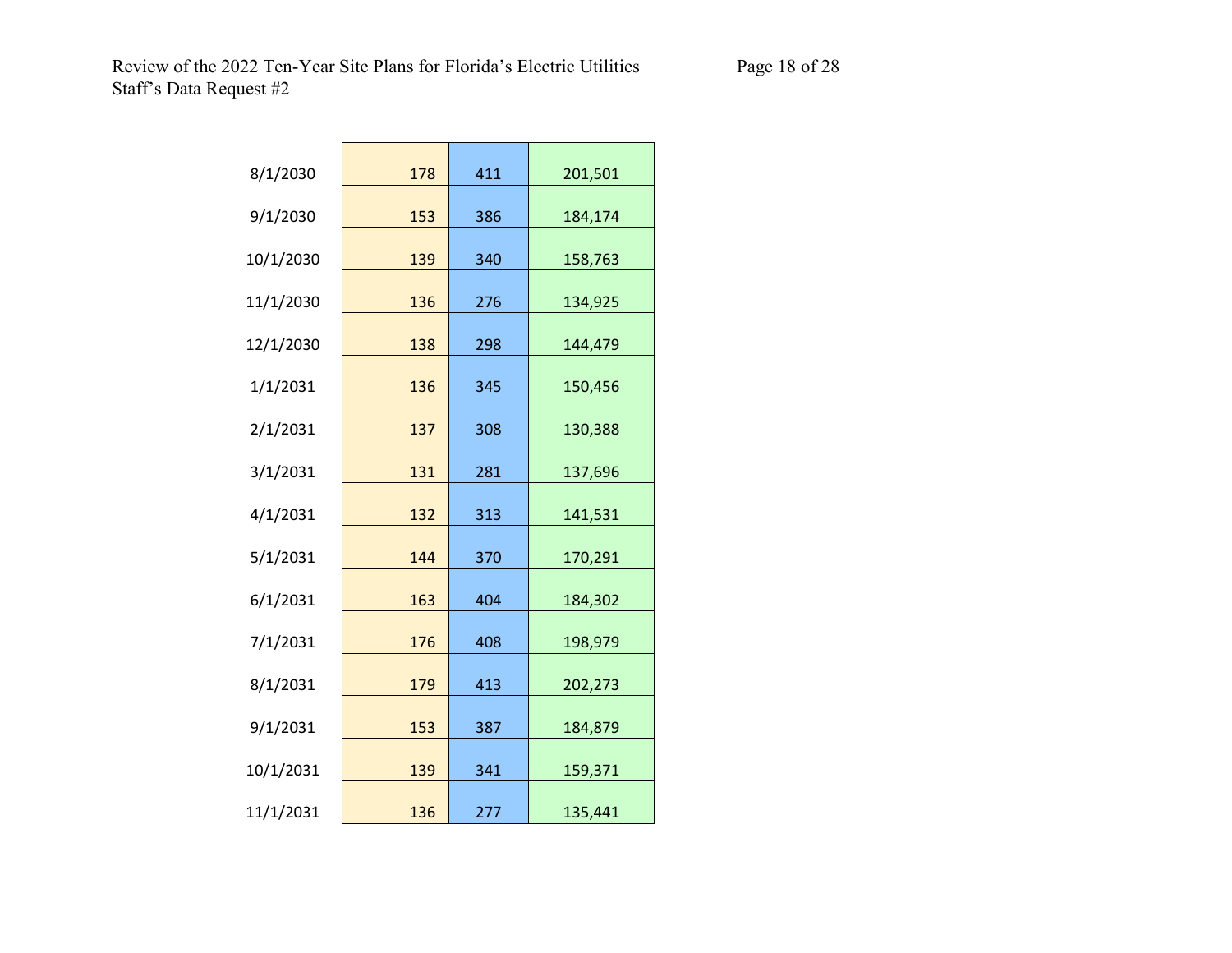| | | | |
|---|---|---|---|
| 8/1/2030 | 178 | 411 | 201,501 |
| 9/1/2030 | 153 | 386 | 184,174 |
| 10/1/2030 | 139 | 340 | 158,763 |
| 11/1/2030 | 136 | 276 | 134,925 |
| 12/1/2030 | 138 | 298 | 144,479 |
| 1/1/2031 | 136 | 345 | 150,456 |
| 2/1/2031 | 137 | 308 | 130,388 |
| 3/1/2031 | 131 | 281 | 137,696 |
| 4/1/2031 | 132 | 313 | 141,531 |
| 5/1/2031 | 144 | 370 | 170,291 |
| 6/1/2031 | 163 | 404 | 184,302 |
| 7/1/2031 | 176 | 408 | 198,979 |
| 8/1/2031 | 179 | 413 | 202,273 |
| 9/1/2031 | 153 | 387 | 184,879 |
| 10/1/2031 | 139 | 341 | 159,371 |
| 11/1/2031 | 136 | 277 | 135,441 |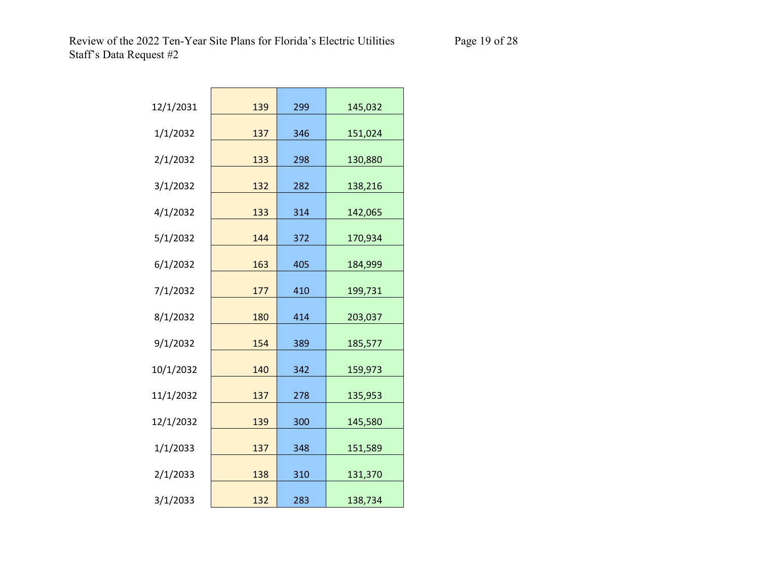| | | | |
|---|---|---|---|
| 12/1/2031 | 139 | 299 | 145,032 |
| 1/1/2032 | 137 | 346 | 151,024 |
| 2/1/2032 | 133 | 298 | 130,880 |
| 3/1/2032 | 132 | 282 | 138,216 |
| 4/1/2032 | 133 | 314 | 142,065 |
| 5/1/2032 | 144 | 372 | 170,934 |
| 6/1/2032 | 163 | 405 | 184,999 |
| 7/1/2032 | 177 | 410 | 199,731 |
| 8/1/2032 | 180 | 414 | 203,037 |
| 9/1/2032 | 154 | 389 | 185,577 |
| 10/1/2032 | 140 | 342 | 159,973 |
| 11/1/2032 | 137 | 278 | 135,953 |
| 12/1/2032 | 139 | 300 | 145,580 |
| 1/1/2033 | 137 | 348 | 151,589 |
| 2/1/2033 | 138 | 310 | 131,370 |
| 3/1/2033 | 132 | 283 | 138,734 |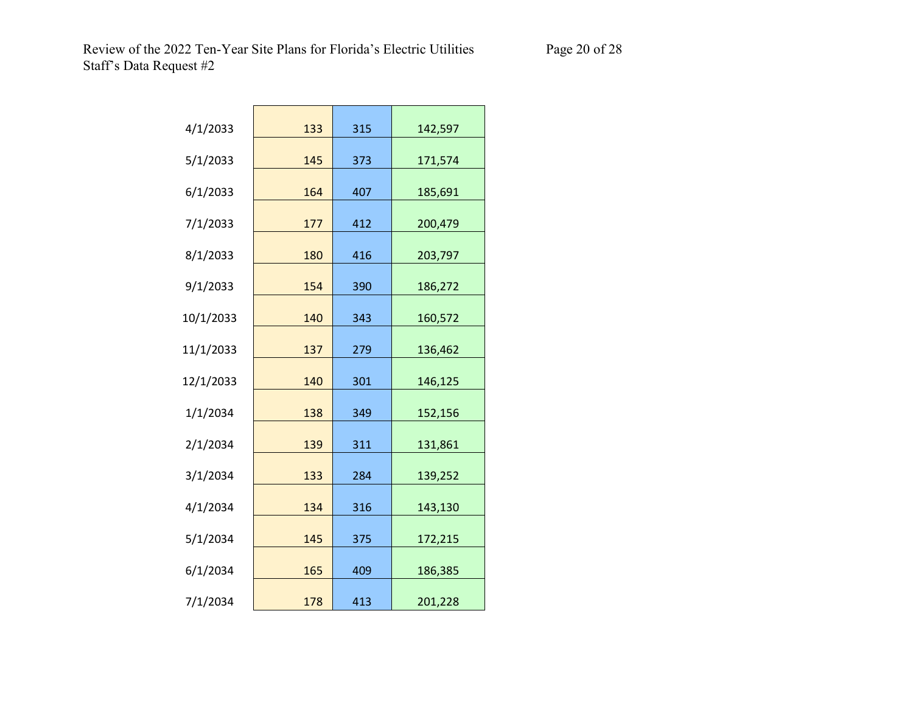| | | | |
|---|---|---|---|
| 4/1/2033 | 133 | 315 | 142,597 |
| 5/1/2033 | 145 | 373 | 171,574 |
| 6/1/2033 | 164 | 407 | 185,691 |
| 7/1/2033 | 177 | 412 | 200,479 |
| 8/1/2033 | 180 | 416 | 203,797 |
| 9/1/2033 | 154 | 390 | 186,272 |
| 10/1/2033 | 140 | 343 | 160,572 |
| 11/1/2033 | 137 | 279 | 136,462 |
| 12/1/2033 | 140 | 301 | 146,125 |
| 1/1/2034 | 138 | 349 | 152,156 |
| 2/1/2034 | 139 | 311 | 131,861 |
| 3/1/2034 | 133 | 284 | 139,252 |
| 4/1/2034 | 134 | 316 | 143,130 |
| 5/1/2034 | 145 | 375 | 172,215 |
| 6/1/2034 | 165 | 409 | 186,385 |
| 7/1/2034 | 178 | 413 | 201,228 |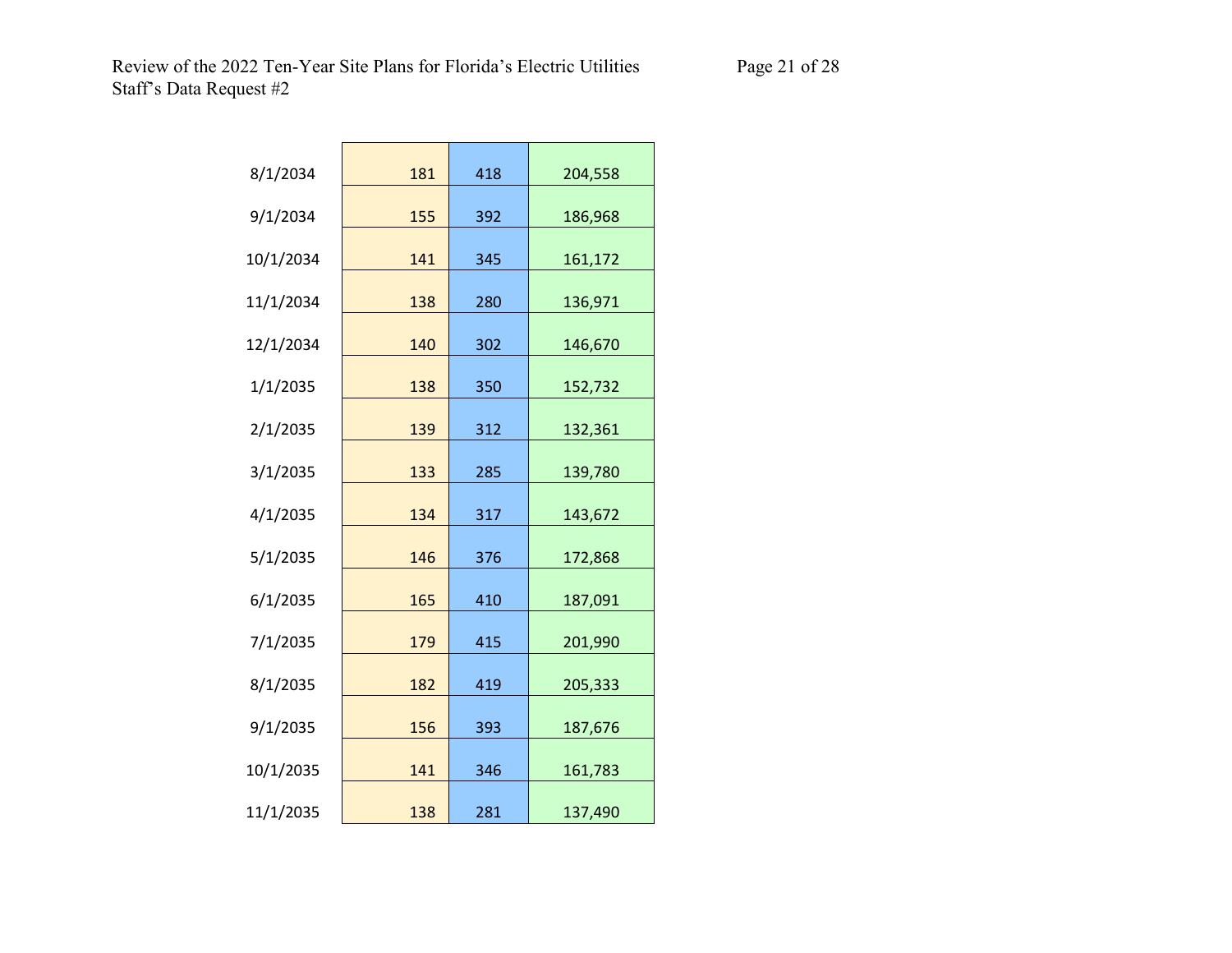| | | | |
|---|---|---|---|
| 8/1/2034 | 181 | 418 | 204,558 |
| 9/1/2034 | 155 | 392 | 186,968 |
| 10/1/2034 | 141 | 345 | 161,172 |
| 11/1/2034 | 138 | 280 | 136,971 |
| 12/1/2034 | 140 | 302 | 146,670 |
| 1/1/2035 | 138 | 350 | 152,732 |
| 2/1/2035 | 139 | 312 | 132,361 |
| 3/1/2035 | 133 | 285 | 139,780 |
| 4/1/2035 | 134 | 317 | 143,672 |
| 5/1/2035 | 146 | 376 | 172,868 |
| 6/1/2035 | 165 | 410 | 187,091 |
| 7/1/2035 | 179 | 415 | 201,990 |
| 8/1/2035 | 182 | 419 | 205,333 |
| 9/1/2035 | 156 | 393 | 187,676 |
| 10/1/2035 | 141 | 346 | 161,783 |
| 11/1/2035 | 138 | 281 | 137,490 |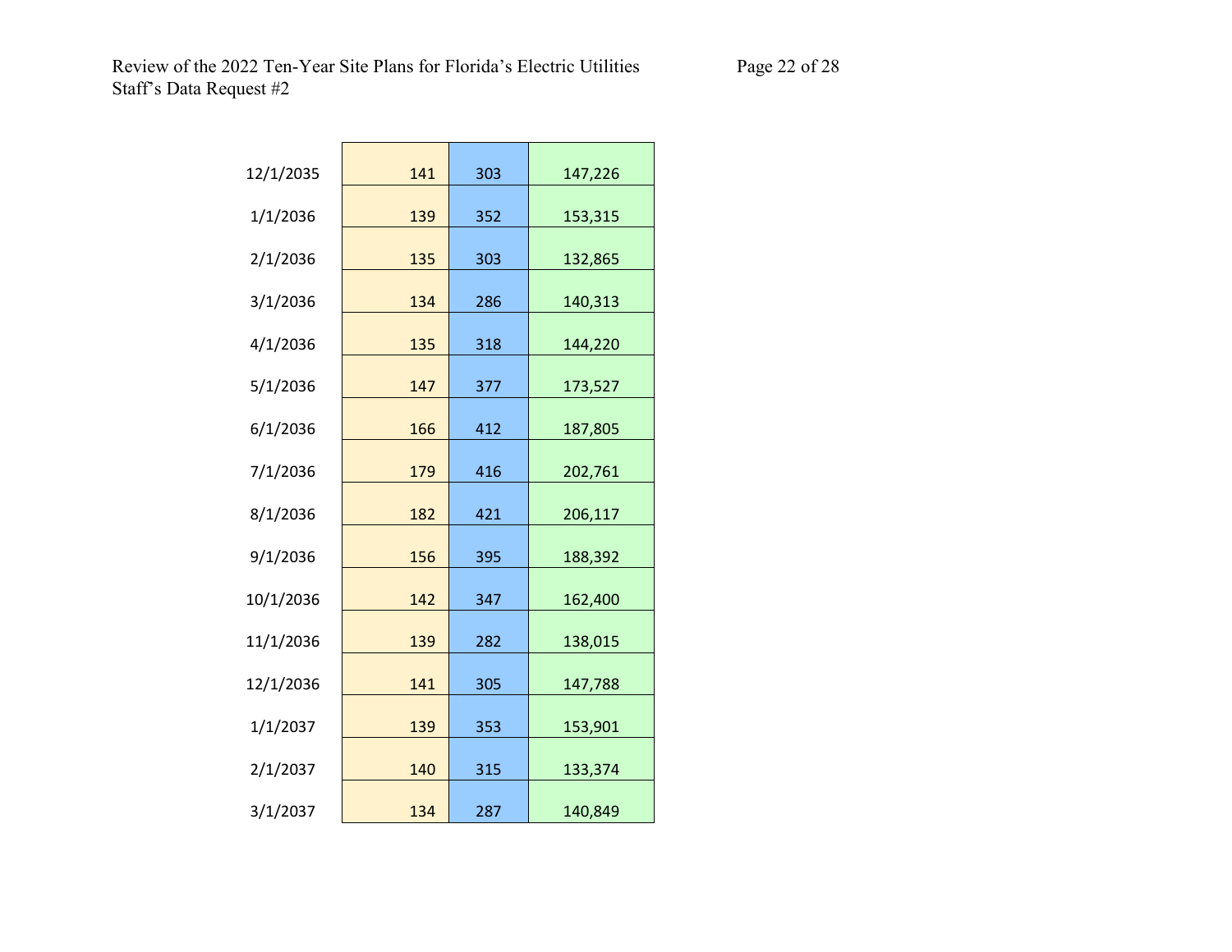| | | | |
|---|---|---|---|
| 12/1/2035 | 141 | 303 | 147,226 |
| 1/1/2036 | 139 | 352 | 153,315 |
| 2/1/2036 | 135 | 303 | 132,865 |
| 3/1/2036 | 134 | 286 | 140,313 |
| 4/1/2036 | 135 | 318 | 144,220 |
| 5/1/2036 | 147 | 377 | 173,527 |
| 6/1/2036 | 166 | 412 | 187,805 |
| 7/1/2036 | 179 | 416 | 202,761 |
| 8/1/2036 | 182 | 421 | 206,117 |
| 9/1/2036 | 156 | 395 | 188,392 |
| 10/1/2036 | 142 | 347 | 162,400 |
| 11/1/2036 | 139 | 282 | 138,015 |
| 12/1/2036 | 141 | 305 | 147,788 |
| 1/1/2037 | 139 | 353 | 153,901 |
| 2/1/2037 | 140 | 315 | 133,374 |
| 3/1/2037 | 134 | 287 | 140,849 |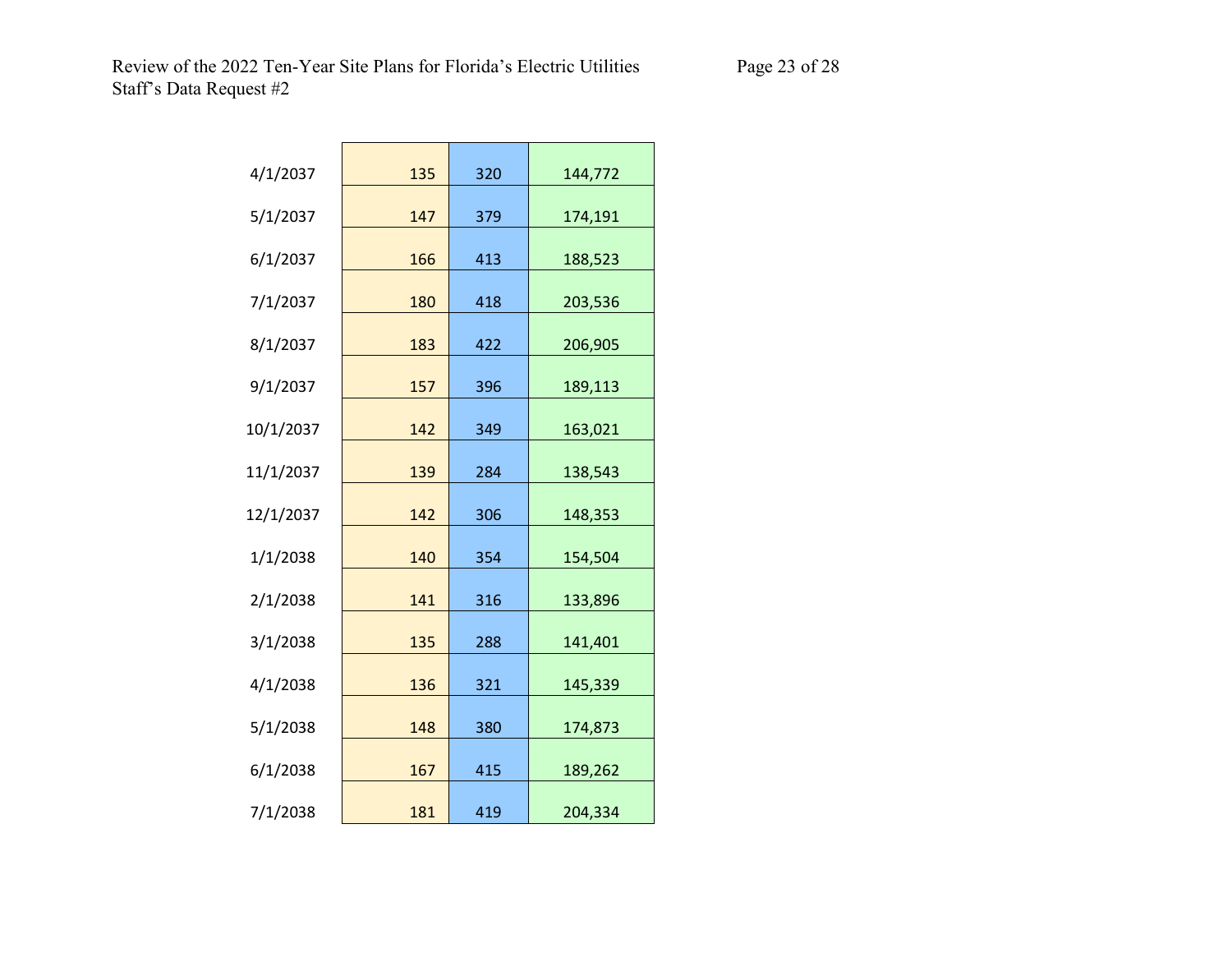| | | | |
|---|---|---|---|
| 4/1/2037 | 135 | 320 | 144,772 |
| 5/1/2037 | 147 | 379 | 174,191 |
| 6/1/2037 | 166 | 413 | 188,523 |
| 7/1/2037 | 180 | 418 | 203,536 |
| 8/1/2037 | 183 | 422 | 206,905 |
| 9/1/2037 | 157 | 396 | 189,113 |
| 10/1/2037 | 142 | 349 | 163,021 |
| 11/1/2037 | 139 | 284 | 138,543 |
| 12/1/2037 | 142 | 306 | 148,353 |
| 1/1/2038 | 140 | 354 | 154,504 |
| 2/1/2038 | 141 | 316 | 133,896 |
| 3/1/2038 | 135 | 288 | 141,401 |
| 4/1/2038 | 136 | 321 | 145,339 |
| 5/1/2038 | 148 | 380 | 174,873 |
| 6/1/2038 | 167 | 415 | 189,262 |
| 7/1/2038 | 181 | 419 | 204,334 |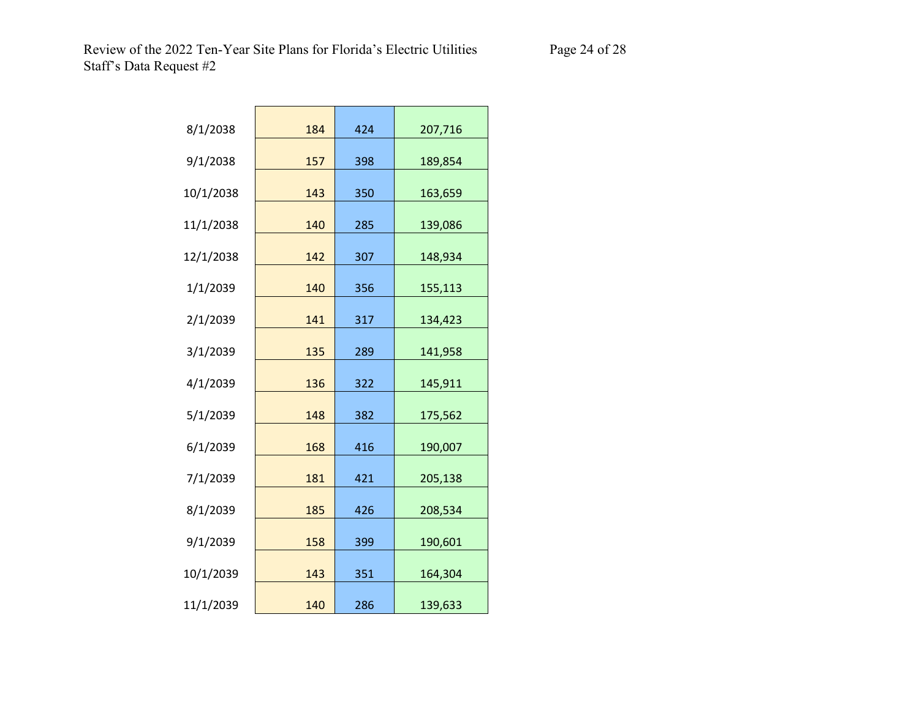| | | | |
|---|---|---|---|
| 8/1/2038 | 184 | 424 | 207,716 |
| 9/1/2038 | 157 | 398 | 189,854 |
| 10/1/2038 | 143 | 350 | 163,659 |
| 11/1/2038 | 140 | 285 | 139,086 |
| 12/1/2038 | 142 | 307 | 148,934 |
| 1/1/2039 | 140 | 356 | 155,113 |
| 2/1/2039 | 141 | 317 | 134,423 |
| 3/1/2039 | 135 | 289 | 141,958 |
| 4/1/2039 | 136 | 322 | 145,911 |
| 5/1/2039 | 148 | 382 | 175,562 |
| 6/1/2039 | 168 | 416 | 190,007 |
| 7/1/2039 | 181 | 421 | 205,138 |
| 8/1/2039 | 185 | 426 | 208,534 |
| 9/1/2039 | 158 | 399 | 190,601 |
| 10/1/2039 | 143 | 351 | 164,304 |
| 11/1/2039 | 140 | 286 | 139,633 |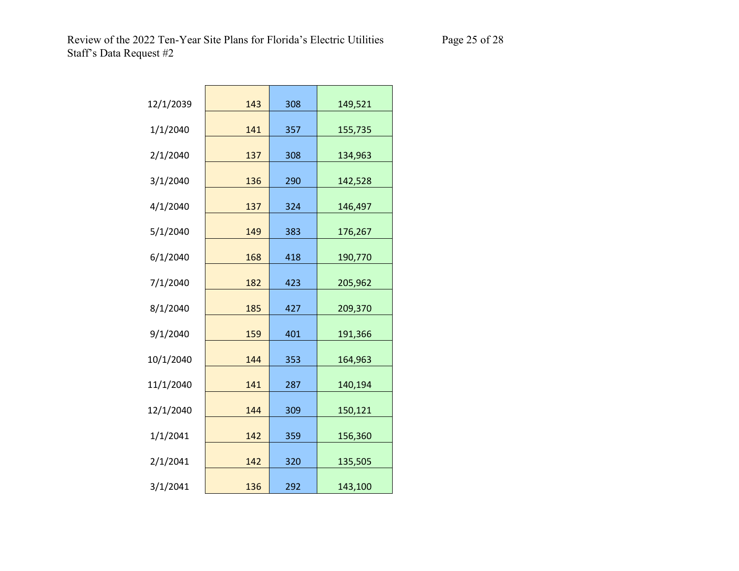| | | | |
|---|---|---|---|
| 12/1/2039 | 143 | 308 | 149,521 |
| 1/1/2040 | 141 | 357 | 155,735 |
| 2/1/2040 | 137 | 308 | 134,963 |
| 3/1/2040 | 136 | 290 | 142,528 |
| 4/1/2040 | 137 | 324 | 146,497 |
| 5/1/2040 | 149 | 383 | 176,267 |
| 6/1/2040 | 168 | 418 | 190,770 |
| 7/1/2040 | 182 | 423 | 205,962 |
| 8/1/2040 | 185 | 427 | 209,370 |
| 9/1/2040 | 159 | 401 | 191,366 |
| 10/1/2040 | 144 | 353 | 164,963 |
| 11/1/2040 | 141 | 287 | 140,194 |
| 12/1/2040 | 144 | 309 | 150,121 |
| 1/1/2041 | 142 | 359 | 156,360 |
| 2/1/2041 | 142 | 320 | 135,505 |
| 3/1/2041 | 136 | 292 | 143,100 |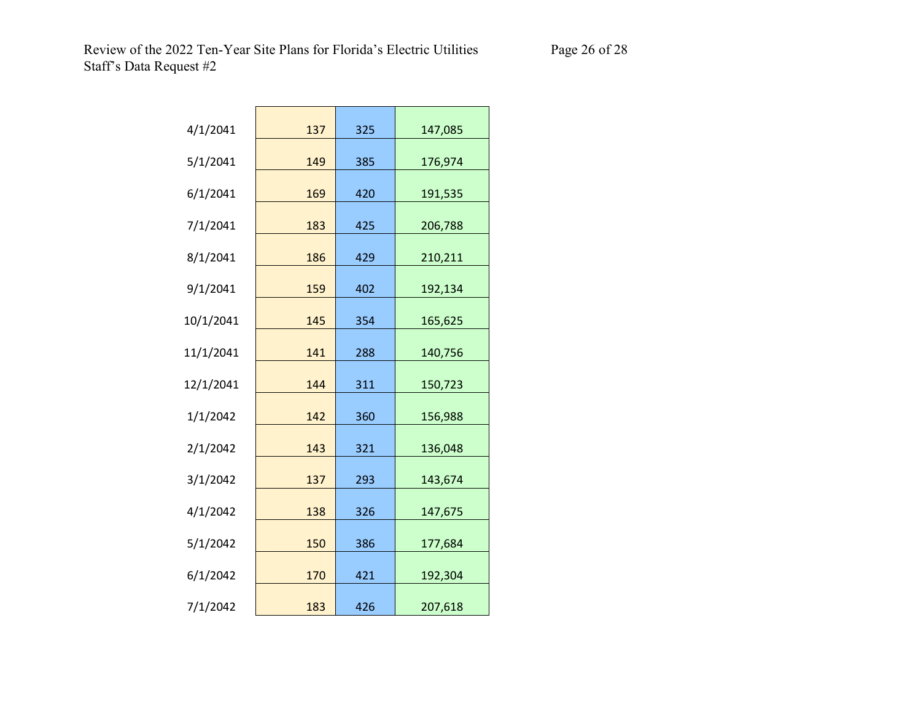| | | | |
|---|---|---|---|
| 4/1/2041 | 137 | 325 | 147,085 |
| 5/1/2041 | 149 | 385 | 176,974 |
| 6/1/2041 | 169 | 420 | 191,535 |
| 7/1/2041 | 183 | 425 | 206,788 |
| 8/1/2041 | 186 | 429 | 210,211 |
| 9/1/2041 | 159 | 402 | 192,134 |
| 10/1/2041 | 145 | 354 | 165,625 |
| 11/1/2041 | 141 | 288 | 140,756 |
| 12/1/2041 | 144 | 311 | 150,723 |
| 1/1/2042 | 142 | 360 | 156,988 |
| 2/1/2042 | 143 | 321 | 136,048 |
| 3/1/2042 | 137 | 293 | 143,674 |
| 4/1/2042 | 138 | 326 | 147,675 |
| 5/1/2042 | 150 | 386 | 177,684 |
| 6/1/2042 | 170 | 421 | 192,304 |
| 7/1/2042 | 183 | 426 | 207,618 |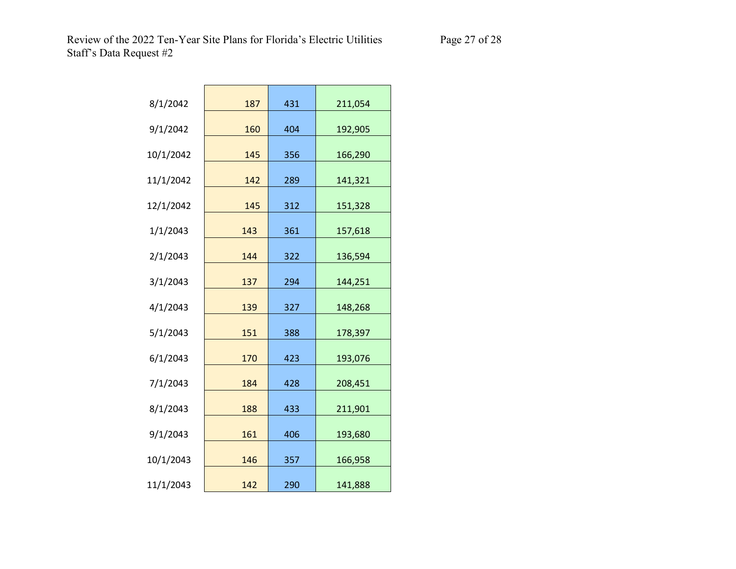| | | | |
|---|---|---|---|
| 8/1/2042 | 187 | 431 | 211,054 |
| 9/1/2042 | 160 | 404 | 192,905 |
| 10/1/2042 | 145 | 356 | 166,290 |
| 11/1/2042 | 142 | 289 | 141,321 |
| 12/1/2042 | 145 | 312 | 151,328 |
| 1/1/2043 | 143 | 361 | 157,618 |
| 2/1/2043 | 144 | 322 | 136,594 |
| 3/1/2043 | 137 | 294 | 144,251 |
| 4/1/2043 | 139 | 327 | 148,268 |
| 5/1/2043 | 151 | 388 | 178,397 |
| 6/1/2043 | 170 | 423 | 193,076 |
| 7/1/2043 | 184 | 428 | 208,451 |
| 8/1/2043 | 188 | 433 | 211,901 |
| 9/1/2043 | 161 | 406 | 193,680 |
| 10/1/2043 | 146 | 357 | 166,958 |
| 11/1/2043 | 142 | 290 | 141,888 |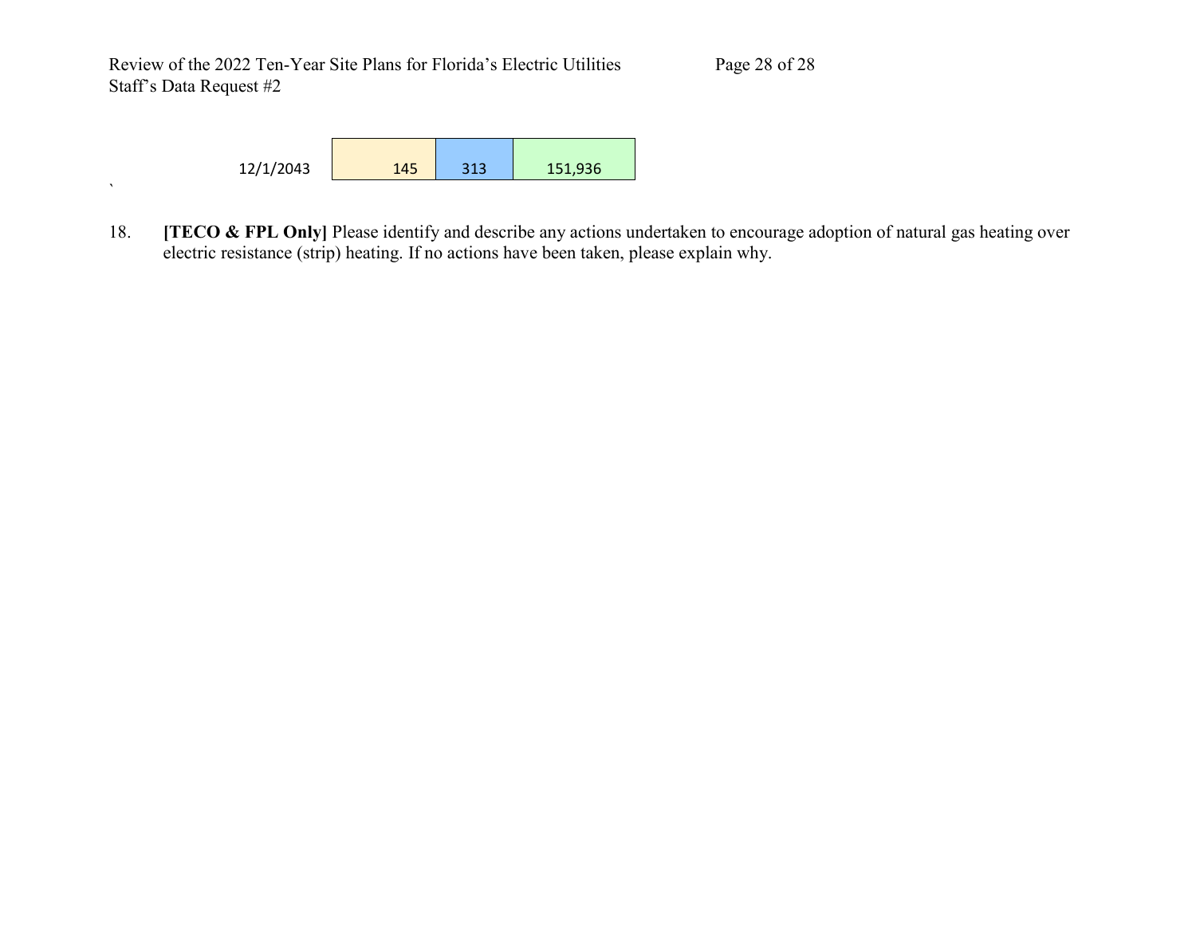| | | | |
|---|---|---|---|
| 12/1/2043 | 145 | 313 | 151,936 |

`

18. **[TECO & FPL Only]** Please identify and describe any actions undertaken to encourage adoption of natural gas heating over electric resistance (strip) heating. If no actions have been taken, please explain why.